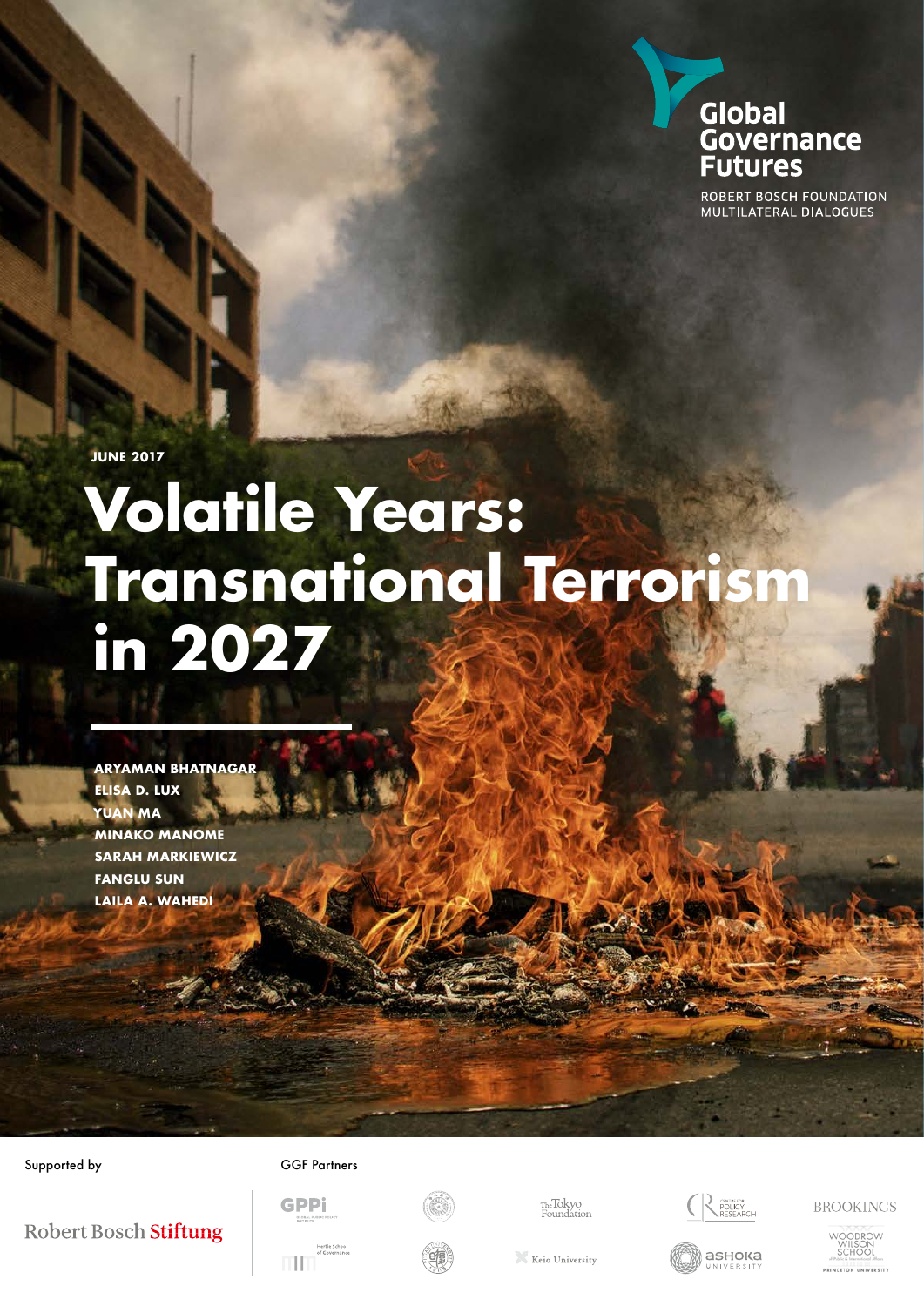Global Governance Futures

ROBERT BOSCH FOUNDATION MULTILATERAL DIALOGUES

JUNE 2017

# Volatile Years: Transnational Terrorism in 2027

**ARYAMAN BHATNAGAR**
**ELISA D. LUX**
**YUAN MA**
**MINAKO MANOME**
**SARAH MARKIEWICZ**
**FANGLU SUN**
**LAILA A. WAHEDI**

Supported by

Robert Bosch Stiftung

GGF Partners

GPPi Global Public Policy Institute

Hertie School of Governance

The Tokyo Foundation

Keio University

Centre for Policy Research

Ashoka University

Brookings

Woodrow Wilson School of Public & International Affairs, Princeton University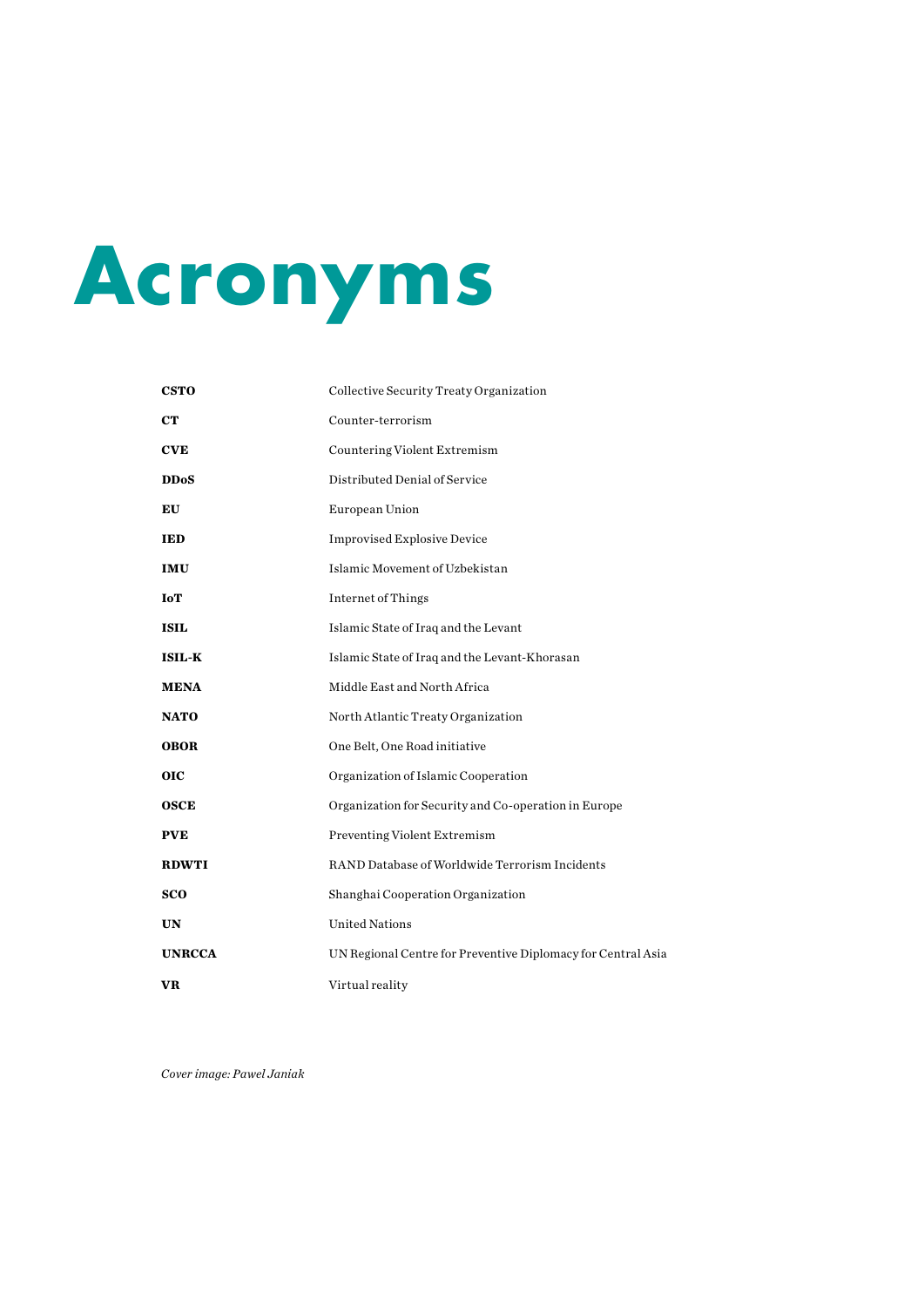# Acronyms

| | |
|---|---|
| **CSTO** | Collective Security Treaty Organization |
| **CT** | Counter-terrorism |
| **CVE** | Countering Violent Extremism |
| **DDoS** | Distributed Denial of Service |
| **EU** | European Union |
| **IED** | Improvised Explosive Device |
| **IMU** | Islamic Movement of Uzbekistan |
| **IoT** | Internet of Things |
| **ISIL** | Islamic State of Iraq and the Levant |
| **ISIL-K** | Islamic State of Iraq and the Levant-Khorasan |
| **MENA** | Middle East and North Africa |
| **NATO** | North Atlantic Treaty Organization |
| **OBOR** | One Belt, One Road initiative |
| **OIC** | Organization of Islamic Cooperation |
| **OSCE** | Organization for Security and Co-operation in Europe |
| **PVE** | Preventing Violent Extremism |
| **RDWTI** | RAND Database of Worldwide Terrorism Incidents |
| **SCO** | Shanghai Cooperation Organization |
| **UN** | United Nations |
| **UNRCCA** | UN Regional Centre for Preventive Diplomacy for Central Asia |
| **VR** | Virtual reality |

*Cover image: Pawel Janiak*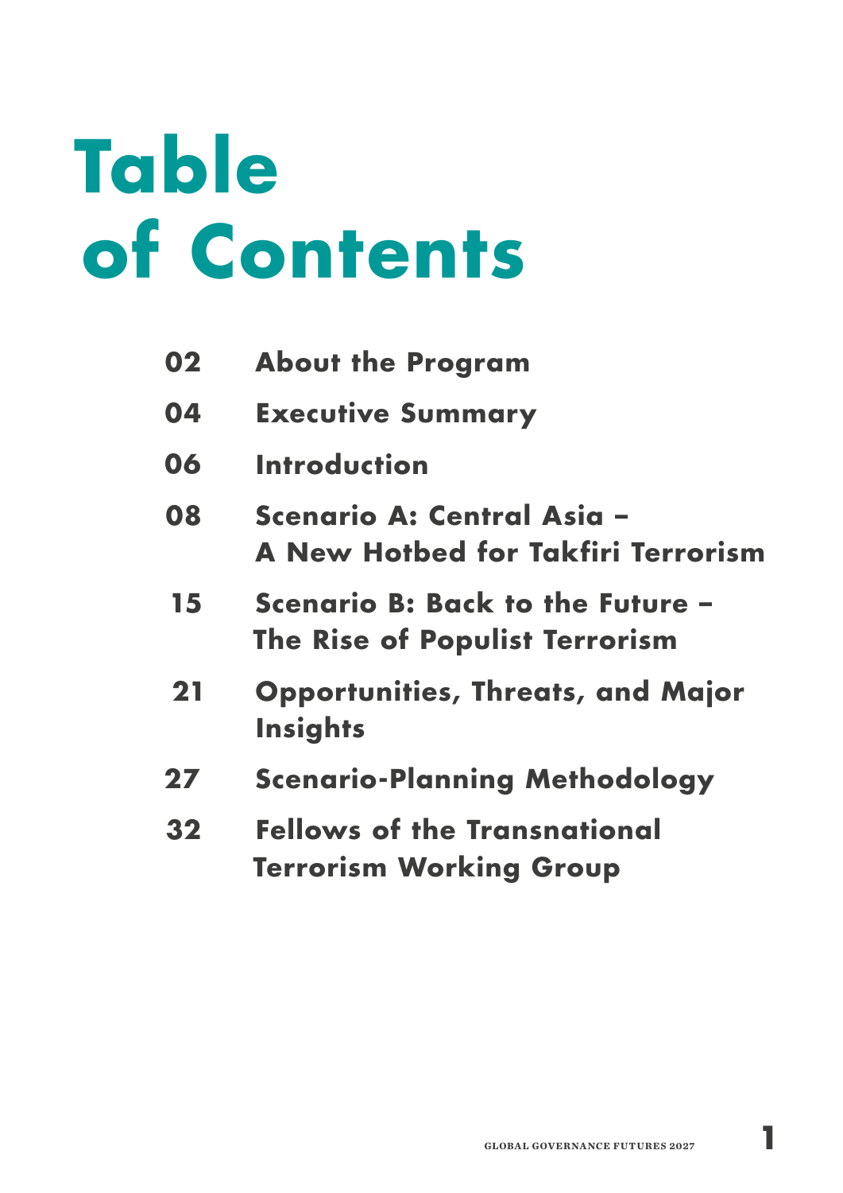# Table of Contents

| | |
|---|---|
| 02 | About the Program |
| 04 | Executive Summary |
| 06 | Introduction |
| 08 | Scenario A: Central Asia – A New Hotbed for Takfiri Terrorism |
| 15 | Scenario B: Back to the Future – The Rise of Populist Terrorism |
| 21 | Opportunities, Threats, and Major Insights |
| 27 | Scenario-Planning Methodology |
| 32 | Fellows of the Transnational Terrorism Working Group |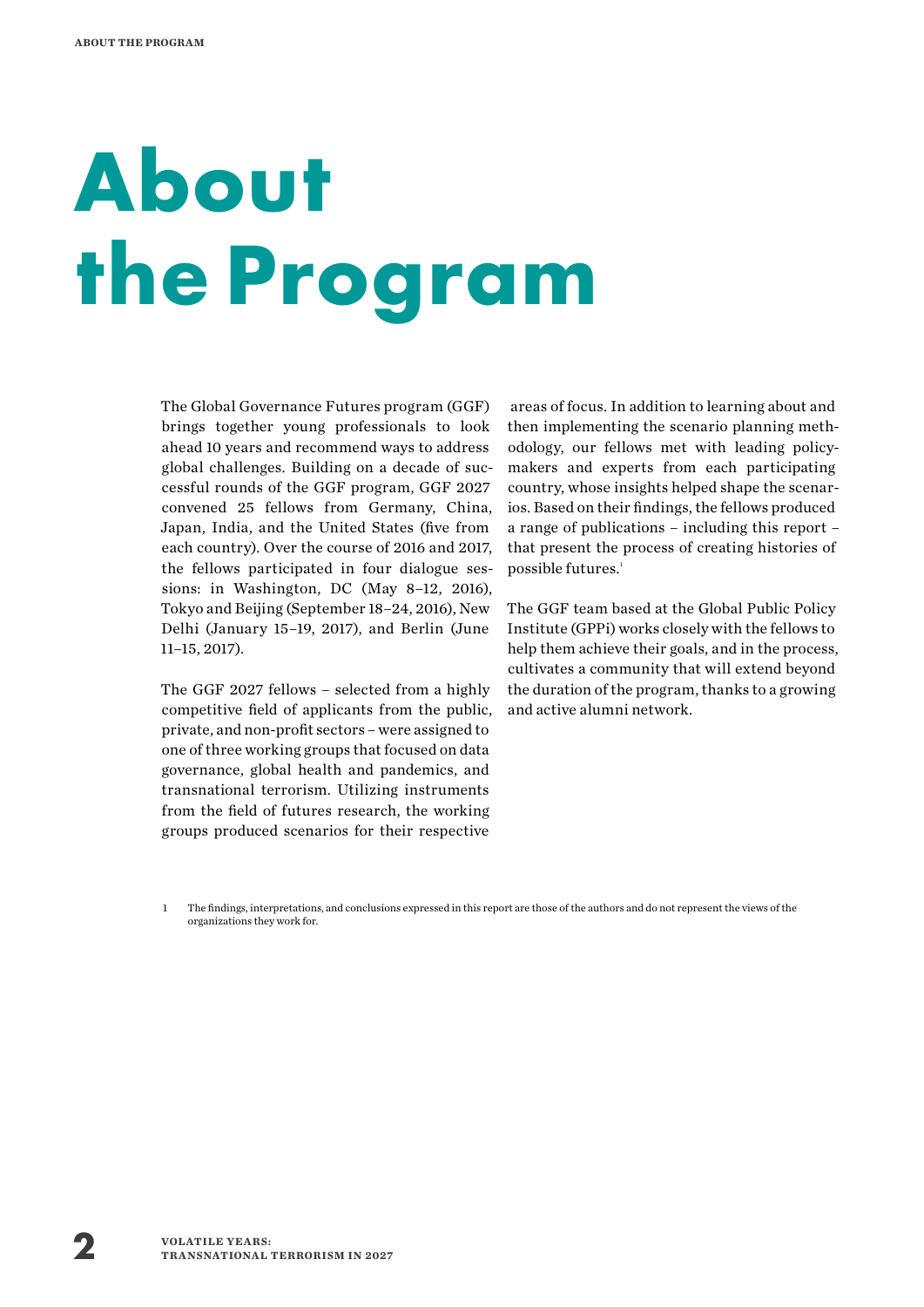# About the Program

The Global Governance Futures program (GGF) brings together young professionals to look ahead 10 years and recommend ways to address global challenges. Building on a decade of successful rounds of the GGF program, GGF 2027 convened 25 fellows from Germany, China, Japan, India, and the United States (five from each country). Over the course of 2016 and 2017, the fellows participated in four dialogue sessions: in Washington, DC (May 8–12, 2016), Tokyo and Beijing (September 18–24, 2016), New Delhi (January 15–19, 2017), and Berlin (June 11–15, 2017).

The GGF 2027 fellows – selected from a highly competitive field of applicants from the public, private, and non-profit sectors – were assigned to one of three working groups that focused on data governance, global health and pandemics, and transnational terrorism. Utilizing instruments from the field of futures research, the working groups produced scenarios for their respective areas of focus. In addition to learning about and then implementing the scenario planning methodology, our fellows met with leading policymakers and experts from each participating country, whose insights helped shape the scenarios. Based on their findings, the fellows produced a range of publications – including this report – that present the process of creating histories of possible futures.[1]

The GGF team based at the Global Public Policy Institute (GPPi) works closely with the fellows to help them achieve their goals, and in the process, cultivates a community that will extend beyond the duration of the program, thanks to a growing and active alumni network.

1 The findings, interpretations, and conclusions expressed in this report are those of the authors and do not represent the views of the organizations they work for.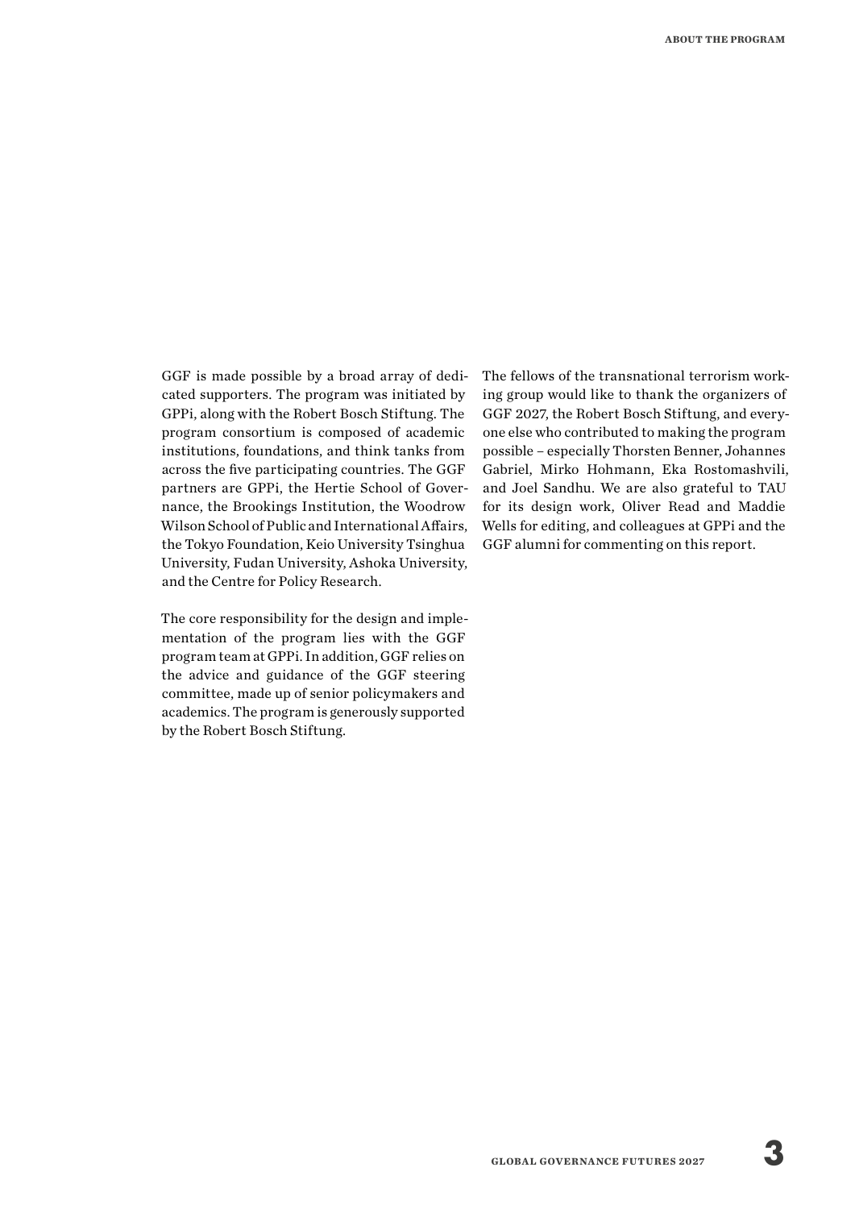GGF is made possible by a broad array of dedicated supporters. The program was initiated by GPPi, along with the Robert Bosch Stiftung. The program consortium is composed of academic institutions, foundations, and think tanks from across the five participating countries. The GGF partners are GPPi, the Hertie School of Governance, the Brookings Institution, the Woodrow Wilson School of Public and International Affairs, the Tokyo Foundation, Keio University Tsinghua University, Fudan University, Ashoka University, and the Centre for Policy Research.

The core responsibility for the design and implementation of the program lies with the GGF program team at GPPi. In addition, GGF relies on the advice and guidance of the GGF steering committee, made up of senior policymakers and academics. The program is generously supported by the Robert Bosch Stiftung.

The fellows of the transnational terrorism working group would like to thank the organizers of GGF 2027, the Robert Bosch Stiftung, and everyone else who contributed to making the program possible – especially Thorsten Benner, Johannes Gabriel, Mirko Hohmann, Eka Rostomashvili, and Joel Sandhu. We are also grateful to TAU for its design work, Oliver Read and Maddie Wells for editing, and colleagues at GPPi and the GGF alumni for commenting on this report.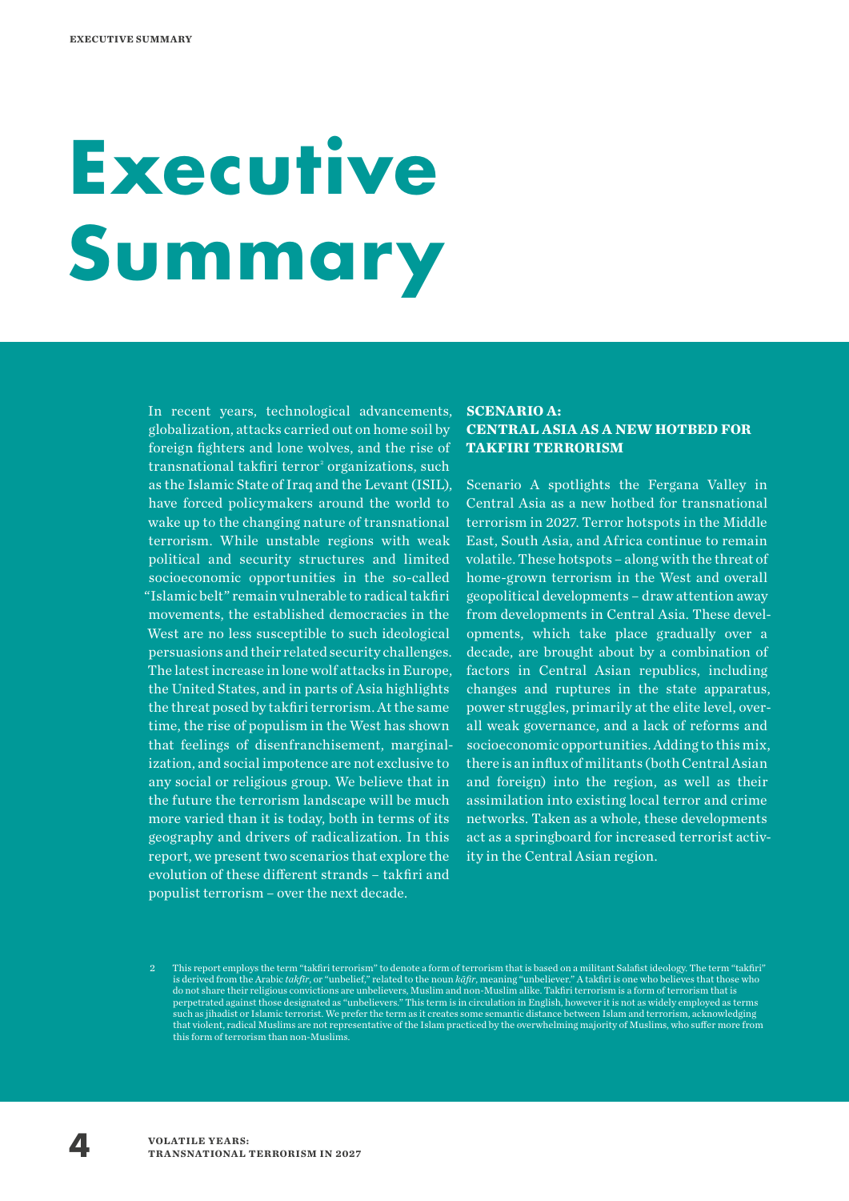# Executive Summary

In recent years, technological advancements, globalization, attacks carried out on home soil by foreign fighters and lone wolves, and the rise of transnational takfiri terror[2] organizations, such as the Islamic State of Iraq and the Levant (ISIL), have forced policymakers around the world to wake up to the changing nature of transnational terrorism. While unstable regions with weak political and security structures and limited socioeconomic opportunities in the so-called "Islamic belt" remain vulnerable to radical takfiri movements, the established democracies in the West are no less susceptible to such ideological persuasions and their related security challenges. The latest increase in lone wolf attacks in Europe, the United States, and in parts of Asia highlights the threat posed by takfiri terrorism. At the same time, the rise of populism in the West has shown that feelings of disenfranchisement, marginalization, and social impotence are not exclusive to any social or religious group. We believe that in the future the terrorism landscape will be much more varied than it is today, both in terms of its geography and drivers of radicalization. In this report, we present two scenarios that explore the evolution of these different strands – takfiri and populist terrorism – over the next decade.

### SCENARIO A: CENTRAL ASIA AS A NEW HOTBED FOR TAKFIRI TERRORISM

Scenario A spotlights the Fergana Valley in Central Asia as a new hotbed for transnational terrorism in 2027. Terror hotspots in the Middle East, South Asia, and Africa continue to remain volatile. These hotspots – along with the threat of home-grown terrorism in the West and overall geopolitical developments – draw attention away from developments in Central Asia. These developments, which take place gradually over a decade, are brought about by a combination of factors in Central Asian republics, including changes and ruptures in the state apparatus, power struggles, primarily at the elite level, overall weak governance, and a lack of reforms and socioeconomic opportunities. Adding to this mix, there is an influx of militants (both Central Asian and foreign) into the region, as well as their assimilation into existing local terror and crime networks. Taken as a whole, these developments act as a springboard for increased terrorist activity in the Central Asian region.

2 This report employs the term "takfiri terrorism" to denote a form of terrorism that is based on a militant Salafist ideology. The term "takfiri" is derived from the Arabic *takfir*, or "unbelief," related to the noun *kāfir*, meaning "unbeliever." A takfiri is one who believes that those who do not share their religious convictions are unbelievers, Muslim and non-Muslim alike. Takfiri terrorism is a form of terrorism that is perpetrated against those designated as "unbelievers." This term is in circulation in English, however it is not as widely employed as terms such as jihadist or Islamic terrorist. We prefer the term as it creates some semantic distance between Islam and terrorism, acknowledging that violent, radical Muslims are not representative of the Islam practiced by the overwhelming majority of Muslims, who suffer more from this form of terrorism than non-Muslims.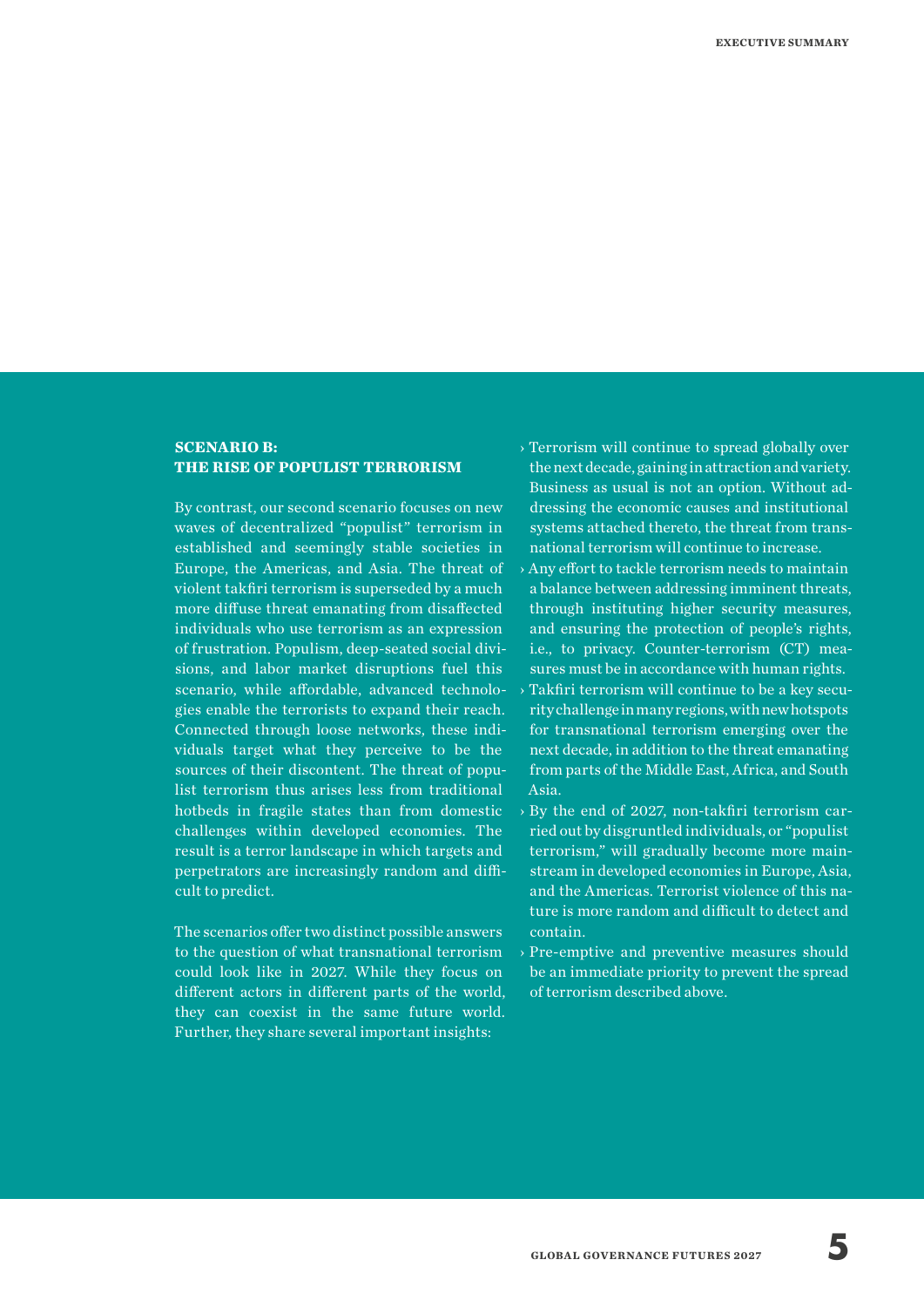### SCENARIO B: THE RISE OF POPULIST TERRORISM

By contrast, our second scenario focuses on new waves of decentralized "populist" terrorism in established and seemingly stable societies in Europe, the Americas, and Asia. The threat of violent takfiri terrorism is superseded by a much more diffuse threat emanating from disaffected individuals who use terrorism as an expression of frustration. Populism, deep-seated social divisions, and labor market disruptions fuel this scenario, while affordable, advanced technologies enable the terrorists to expand their reach. Connected through loose networks, these individuals target what they perceive to be the sources of their discontent. The threat of populist terrorism thus arises less from traditional hotbeds in fragile states than from domestic challenges within developed economies. The result is a terror landscape in which targets and perpetrators are increasingly random and difficult to predict.

The scenarios offer two distinct possible answers to the question of what transnational terrorism could look like in 2027. While they focus on different actors in different parts of the world, they can coexist in the same future world. Further, they share several important insights:

- Terrorism will continue to spread globally over the next decade, gaining in attraction and variety. Business as usual is not an option. Without addressing the economic causes and institutional systems attached thereto, the threat from transnational terrorism will continue to increase.
- Any effort to tackle terrorism needs to maintain a balance between addressing imminent threats, through instituting higher security measures, and ensuring the protection of people's rights, i.e., to privacy. Counter-terrorism (CT) measures must be in accordance with human rights.
- Takfiri terrorism will continue to be a key security challenge in many regions, with new hotspots for transnational terrorism emerging over the next decade, in addition to the threat emanating from parts of the Middle East, Africa, and South Asia.
- By the end of 2027, non-takfiri terrorism carried out by disgruntled individuals, or "populist terrorism," will gradually become more mainstream in developed economies in Europe, Asia, and the Americas. Terrorist violence of this nature is more random and difficult to detect and contain.
- Pre-emptive and preventive measures should be an immediate priority to prevent the spread of terrorism described above.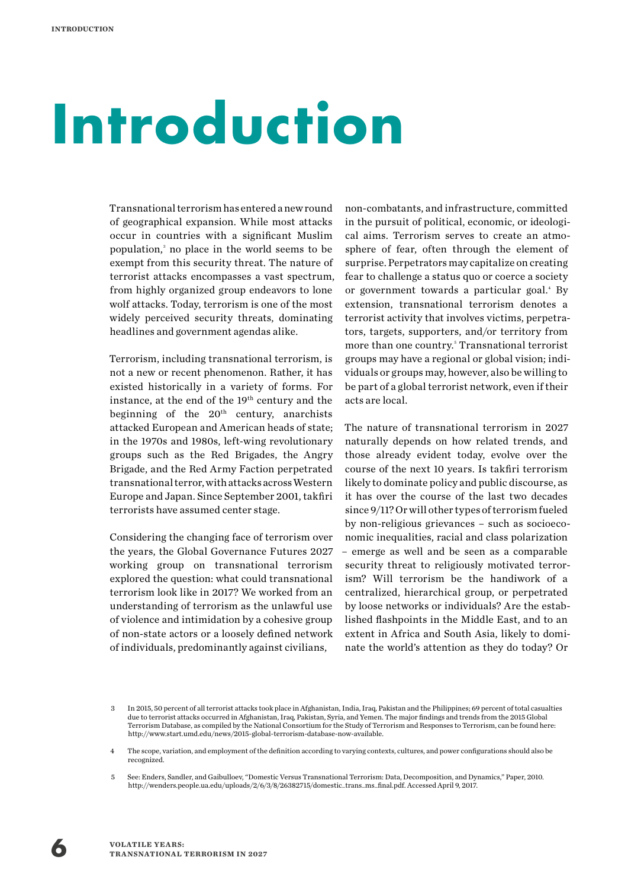# Introduction

Transnational terrorism has entered a new round of geographical expansion. While most attacks occur in countries with a significant Muslim population,[3] no place in the world seems to be exempt from this security threat. The nature of terrorist attacks encompasses a vast spectrum, from highly organized group endeavors to lone wolf attacks. Today, terrorism is one of the most widely perceived security threats, dominating headlines and government agendas alike.

Terrorism, including transnational terrorism, is not a new or recent phenomenon. Rather, it has existed historically in a variety of forms. For instance, at the end of the 19th century and the beginning of the 20th century, anarchists attacked European and American heads of state; in the 1970s and 1980s, left-wing revolutionary groups such as the Red Brigades, the Angry Brigade, and the Red Army Faction perpetrated transnational terror, with attacks across Western Europe and Japan. Since September 2001, takfiri terrorists have assumed center stage.

Considering the changing face of terrorism over the years, the Global Governance Futures 2027 working group on transnational terrorism explored the question: what could transnational terrorism look like in 2017? We worked from an understanding of terrorism as the unlawful use of violence and intimidation by a cohesive group of non-state actors or a loosely defined network of individuals, predominantly against civilians, non-combatants, and infrastructure, committed in the pursuit of political, economic, or ideological aims. Terrorism serves to create an atmosphere of fear, often through the element of surprise. Perpetrators may capitalize on creating fear to challenge a status quo or coerce a society or government towards a particular goal.[4] By extension, transnational terrorism denotes a terrorist activity that involves victims, perpetrators, targets, supporters, and/or territory from more than one country.[5] Transnational terrorist groups may have a regional or global vision; individuals or groups may, however, also be willing to be part of a global terrorist network, even if their acts are local.

The nature of transnational terrorism in 2027 naturally depends on how related trends, and those already evident today, evolve over the course of the next 10 years. Is takfiri terrorism likely to dominate policy and public discourse, as it has over the course of the last two decades since 9/11? Or will other types of terrorism fueled by non-religious grievances – such as socioeconomic inequalities, racial and class polarization – emerge as well and be seen as a comparable security threat to religiously motivated terrorism? Will terrorism be the handiwork of a centralized, hierarchical group, or perpetrated by loose networks or individuals? Are the established flashpoints in the Middle East, and to an extent in Africa and South Asia, likely to dominate the world's attention as they do today? Or

3 In 2015, 50 percent of all terrorist attacks took place in Afghanistan, India, Iraq, Pakistan and the Philippines; 69 percent of total casualties due to terrorist attacks occurred in Afghanistan, Iraq, Pakistan, Syria, and Yemen. The major findings and trends from the 2015 Global Terrorism Database, as compiled by the National Consortium for the Study of Terrorism and Responses to Terrorism, can be found here: http://www.start.umd.edu/news/2015-global-terrorism-database-now-available.

4 The scope, variation, and employment of the definition according to varying contexts, cultures, and power configurations should also be recognized.

5 See: Enders, Sandler, and Gaibulloev, "Domestic Versus Transnational Terrorism: Data, Decomposition, and Dynamics," Paper, 2010. http://wenders.people.ua.edu/uploads/2/6/3/8/26382715/domestic_trans_ms_final.pdf. Accessed April 9, 2017.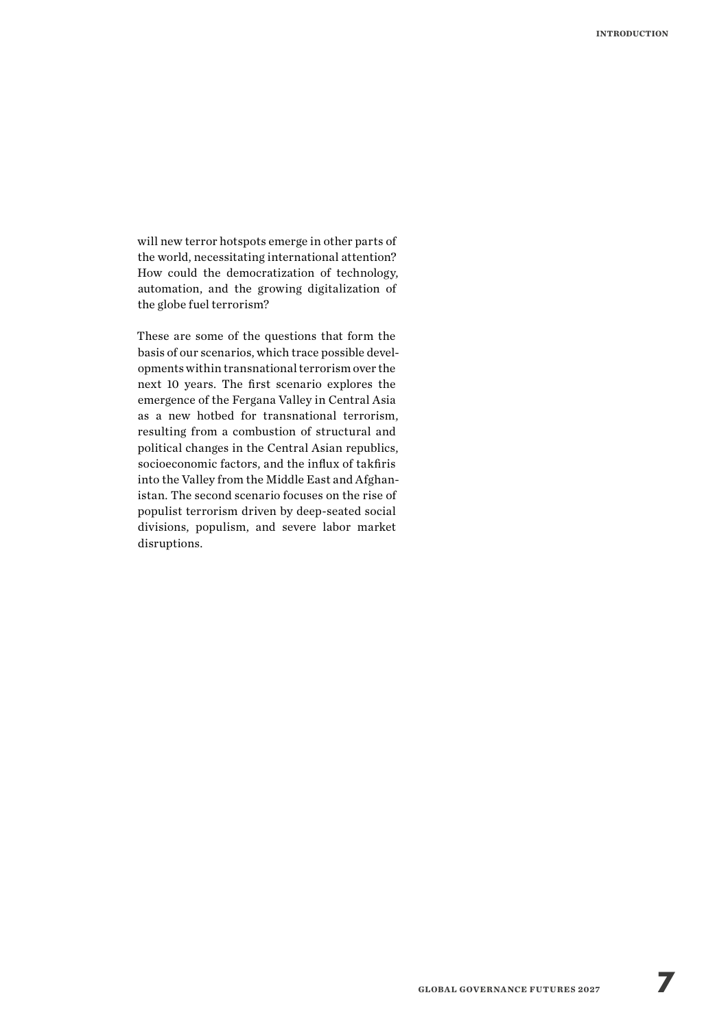will new terror hotspots emerge in other parts of the world, necessitating international attention? How could the democratization of technology, automation, and the growing digitalization of the globe fuel terrorism?

These are some of the questions that form the basis of our scenarios, which trace possible developments within transnational terrorism over the next 10 years. The first scenario explores the emergence of the Fergana Valley in Central Asia as a new hotbed for transnational terrorism, resulting from a combustion of structural and political changes in the Central Asian republics, socioeconomic factors, and the influx of takfiris into the Valley from the Middle East and Afghanistan. The second scenario focuses on the rise of populist terrorism driven by deep-seated social divisions, populism, and severe labor market disruptions.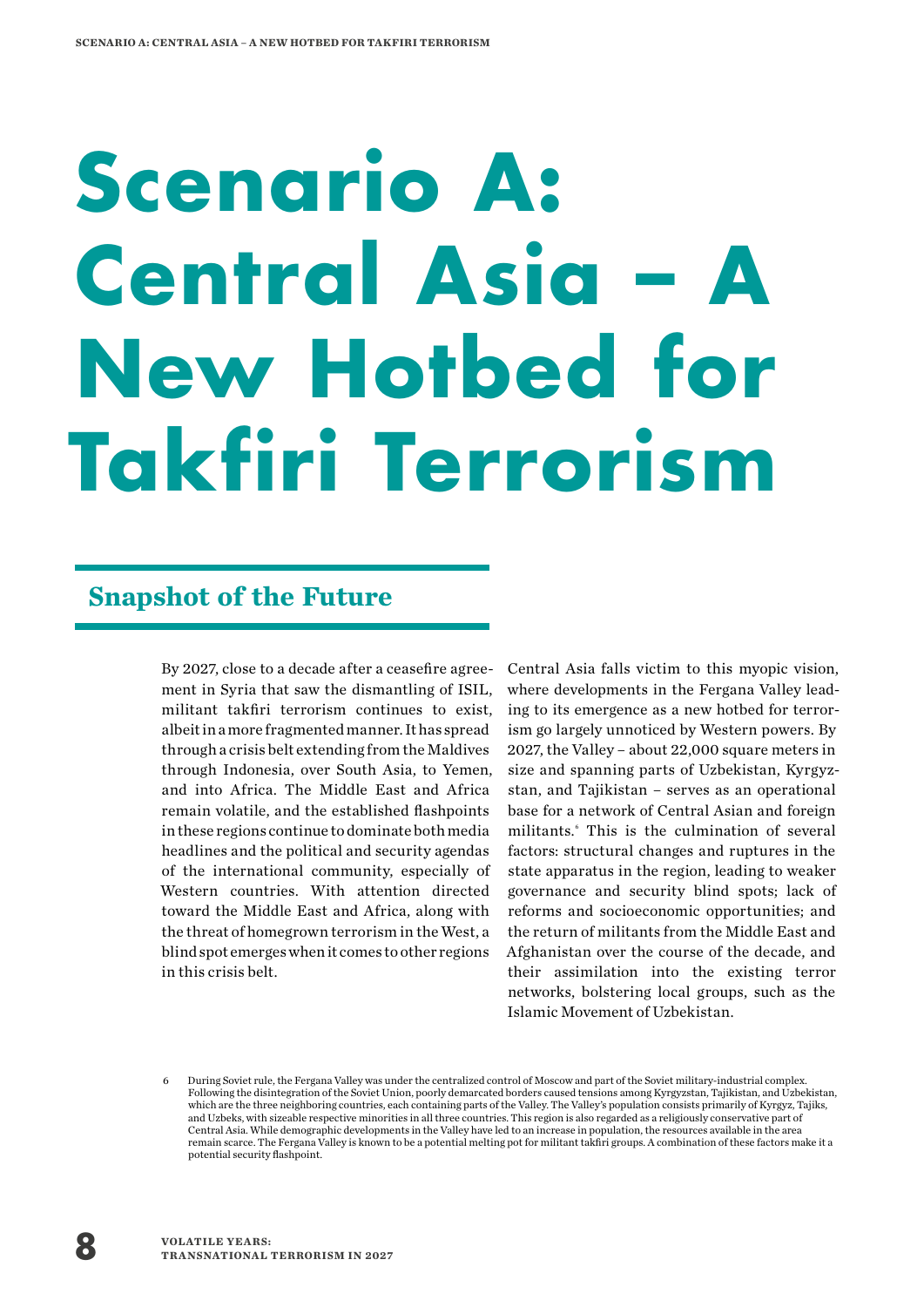# Scenario A: Central Asia – A New Hotbed for Takfiri Terrorism

## Snapshot of the Future

By 2027, close to a decade after a ceasefire agreement in Syria that saw the dismantling of ISIL, militant takfiri terrorism continues to exist, albeit in a more fragmented manner. It has spread through a crisis belt extending from the Maldives through Indonesia, over South Asia, to Yemen, and into Africa. The Middle East and Africa remain volatile, and the established flashpoints in these regions continue to dominate both media headlines and the political and security agendas of the international community, especially of Western countries. With attention directed toward the Middle East and Africa, along with the threat of homegrown terrorism in the West, a blind spot emerges when it comes to other regions in this crisis belt.

Central Asia falls victim to this myopic vision, where developments in the Fergana Valley leading to its emergence as a new hotbed for terrorism go largely unnoticed by Western powers. By 2027, the Valley – about 22,000 square meters in size and spanning parts of Uzbekistan, Kyrgyzstan, and Tajikistan – serves as an operational base for a network of Central Asian and foreign militants.[6] This is the culmination of several factors: structural changes and ruptures in the state apparatus in the region, leading to weaker governance and security blind spots; lack of reforms and socioeconomic opportunities; and the return of militants from the Middle East and Afghanistan over the course of the decade, and their assimilation into the existing terror networks, bolstering local groups, such as the Islamic Movement of Uzbekistan.

6 During Soviet rule, the Fergana Valley was under the centralized control of Moscow and part of the Soviet military-industrial complex. Following the disintegration of the Soviet Union, poorly demarcated borders caused tensions among Kyrgyzstan, Tajikistan, and Uzbekistan, which are the three neighboring countries, each containing parts of the Valley. The Valley's population consists primarily of Kyrgyz, Tajiks, and Uzbeks, with sizeable respective minorities in all three countries. This region is also regarded as a religiously conservative part of Central Asia. While demographic developments in the Valley have led to an increase in population, the resources available in the area remain scarce. The Fergana Valley is known to be a potential melting pot for militant takfiri groups. A combination of these factors make it a potential security flashpoint.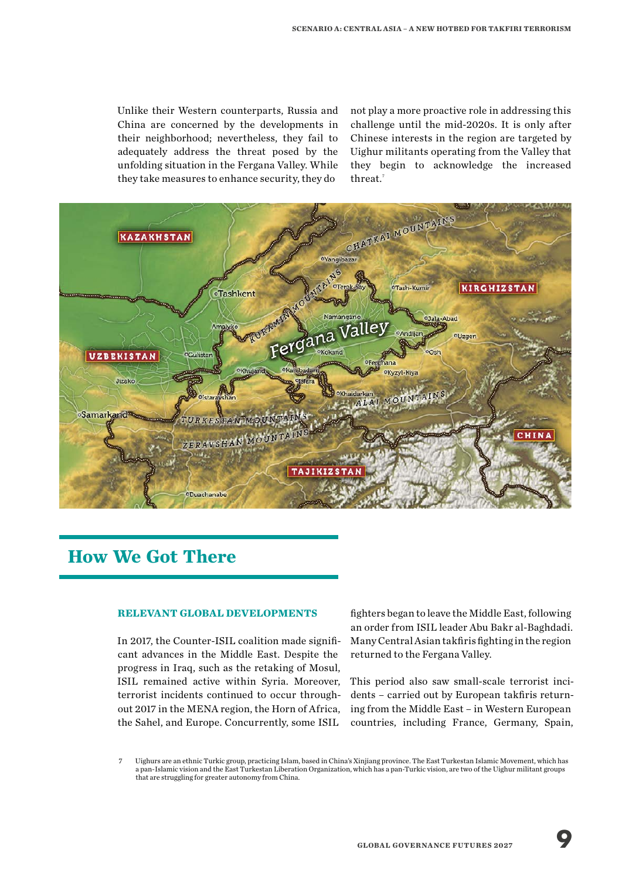Unlike their Western counterparts, Russia and China are concerned by the developments in their neighborhood; nevertheless, they fail to adequately address the threat posed by the unfolding situation in the Fergana Valley. While they take measures to enhance security, they do not play a more proactive role in addressing this challenge until the mid-2020s. It is only after Chinese interests in the region are targeted by Uighur militants operating from the Valley that they begin to acknowledge the increased threat.[7]

## How We Got There

### RELEVANT GLOBAL DEVELOPMENTS

In 2017, the Counter-ISIL coalition made significant advances in the Middle East. Despite the progress in Iraq, such as the retaking of Mosul, ISIL remained active within Syria. Moreover, terrorist incidents continued to occur throughout 2017 in the MENA region, the Horn of Africa, the Sahel, and Europe. Concurrently, some ISIL fighters began to leave the Middle East, following an order from ISIL leader Abu Bakr al-Baghdadi. Many Central Asian takfiris fighting in the region returned to the Fergana Valley.

This period also saw small-scale terrorist incidents – carried out by European takfiris returning from the Middle East – in Western European countries, including France, Germany, Spain,

7 Uighurs are an ethnic Turkic group, practicing Islam, based in China's Xinjiang province. The East Turkestan Islamic Movement, which has a pan-Islamic vision and the East Turkestan Liberation Organization, which has a pan-Turkic vision, are two of the Uighur militant groups that are struggling for greater autonomy from China.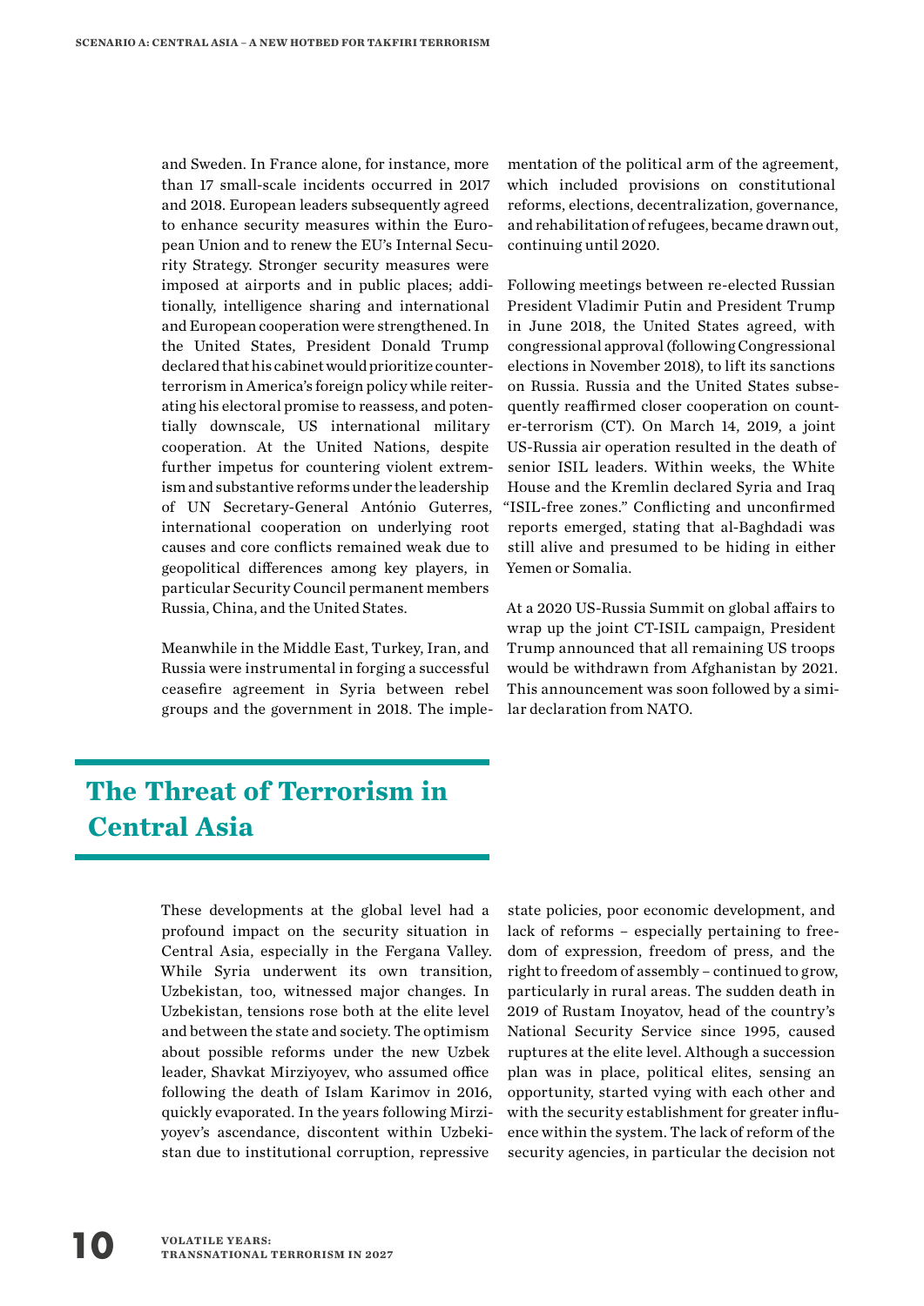and Sweden. In France alone, for instance, more than 17 small-scale incidents occurred in 2017 and 2018. European leaders subsequently agreed to enhance security measures within the European Union and to renew the EU's Internal Security Strategy. Stronger security measures were imposed at airports and in public places; additionally, intelligence sharing and international and European cooperation were strengthened. In the United States, President Donald Trump declared that his cabinet would prioritize counterterrorism in America's foreign policy while reiterating his electoral promise to reassess, and potentially downscale, US international military cooperation. At the United Nations, despite further impetus for countering violent extremism and substantive reforms under the leadership of UN Secretary-General António Guterres, international cooperation on underlying root causes and core conflicts remained weak due to geopolitical differences among key players, in particular Security Council permanent members Russia, China, and the United States.

Meanwhile in the Middle East, Turkey, Iran, and Russia were instrumental in forging a successful ceasefire agreement in Syria between rebel groups and the government in 2018. The implementation of the political arm of the agreement, which included provisions on constitutional reforms, elections, decentralization, governance, and rehabilitation of refugees, became drawn out, continuing until 2020.

Following meetings between re-elected Russian President Vladimir Putin and President Trump in June 2018, the United States agreed, with congressional approval (following Congressional elections in November 2018), to lift its sanctions on Russia. Russia and the United States subsequently reaffirmed closer cooperation on counter-terrorism (CT). On March 14, 2019, a joint US-Russia air operation resulted in the death of senior ISIL leaders. Within weeks, the White House and the Kremlin declared Syria and Iraq "ISIL-free zones." Conflicting and unconfirmed reports emerged, stating that al-Baghdadi was still alive and presumed to be hiding in either Yemen or Somalia.

At a 2020 US-Russia Summit on global affairs to wrap up the joint CT-ISIL campaign, President Trump announced that all remaining US troops would be withdrawn from Afghanistan by 2021. This announcement was soon followed by a similar declaration from NATO.

## The Threat of Terrorism in Central Asia

These developments at the global level had a profound impact on the security situation in Central Asia, especially in the Fergana Valley. While Syria underwent its own transition, Uzbekistan, too, witnessed major changes. In Uzbekistan, tensions rose both at the elite level and between the state and society. The optimism about possible reforms under the new Uzbek leader, Shavkat Mirziyoyev, who assumed office following the death of Islam Karimov in 2016, quickly evaporated. In the years following Mirziyoyev's ascendance, discontent within Uzbekistan due to institutional corruption, repressive state policies, poor economic development, and lack of reforms – especially pertaining to freedom of expression, freedom of press, and the right to freedom of assembly – continued to grow, particularly in rural areas. The sudden death in 2019 of Rustam Inoyatov, head of the country's National Security Service since 1995, caused ruptures at the elite level. Although a succession plan was in place, political elites, sensing an opportunity, started vying with each other and with the security establishment for greater influence within the system. The lack of reform of the security agencies, in particular the decision not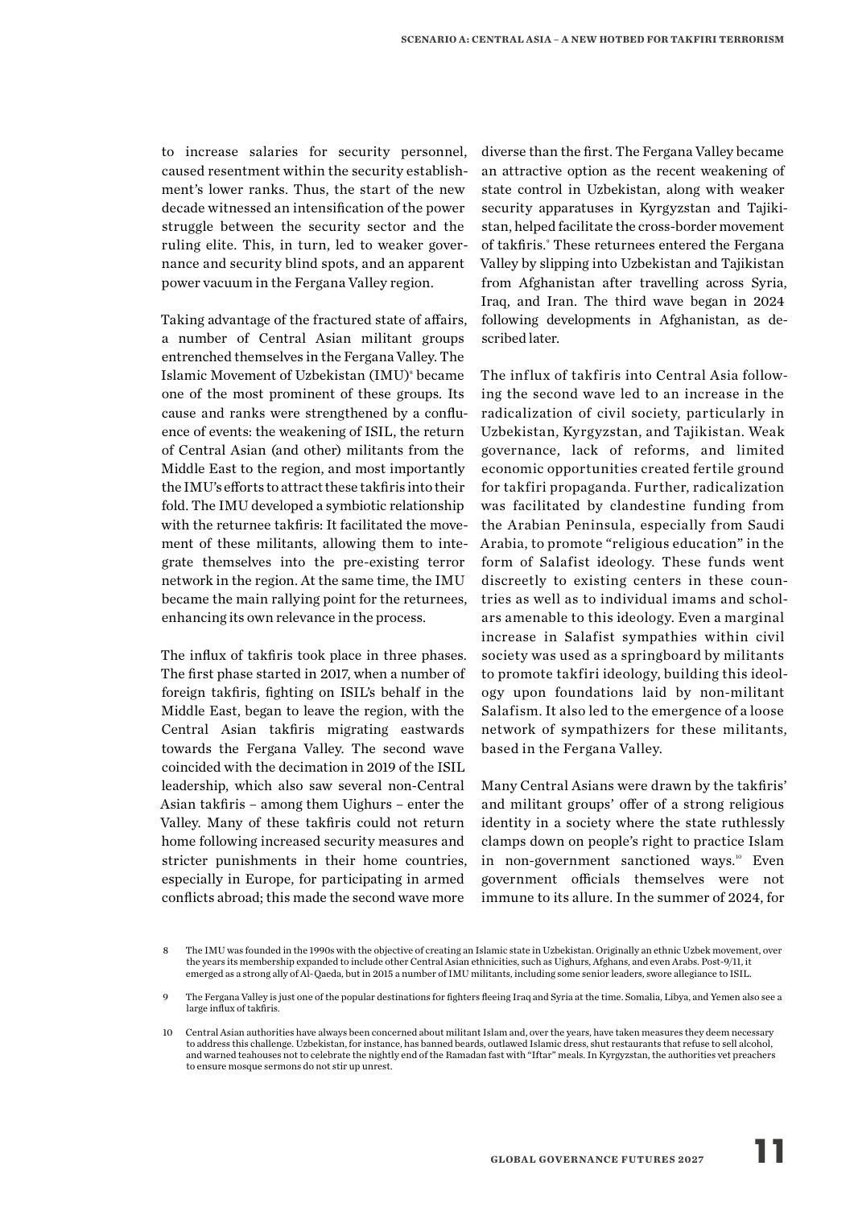to increase salaries for security personnel, caused resentment within the security establishment's lower ranks. Thus, the start of the new decade witnessed an intensification of the power struggle between the security sector and the ruling elite. This, in turn, led to weaker governance and security blind spots, and an apparent power vacuum in the Fergana Valley region.

Taking advantage of the fractured state of affairs, a number of Central Asian militant groups entrenched themselves in the Fergana Valley. The Islamic Movement of Uzbekistan (IMU)[8] became one of the most prominent of these groups. Its cause and ranks were strengthened by a confluence of events: the weakening of ISIL, the return of Central Asian (and other) militants from the Middle East to the region, and most importantly the IMU's efforts to attract these takfiris into their fold. The IMU developed a symbiotic relationship with the returnee takfiris: It facilitated the movement of these militants, allowing them to integrate themselves into the pre-existing terror network in the region. At the same time, the IMU became the main rallying point for the returnees, enhancing its own relevance in the process.

The influx of takfiris took place in three phases. The first phase started in 2017, when a number of foreign takfiris, fighting on ISIL's behalf in the Middle East, began to leave the region, with the Central Asian takfiris migrating eastwards towards the Fergana Valley. The second wave coincided with the decimation in 2019 of the ISIL leadership, which also saw several non-Central Asian takfiris – among them Uighurs – enter the Valley. Many of these takfiris could not return home following increased security measures and stricter punishments in their home countries, especially in Europe, for participating in armed conflicts abroad; this made the second wave more diverse than the first. The Fergana Valley became an attractive option as the recent weakening of state control in Uzbekistan, along with weaker security apparatuses in Kyrgyzstan and Tajikistan, helped facilitate the cross-border movement of takfiris.[9] These returnees entered the Fergana Valley by slipping into Uzbekistan and Tajikistan from Afghanistan after travelling across Syria, Iraq, and Iran. The third wave began in 2024 following developments in Afghanistan, as described later.

The influx of takfiris into Central Asia following the second wave led to an increase in the radicalization of civil society, particularly in Uzbekistan, Kyrgyzstan, and Tajikistan. Weak governance, lack of reforms, and limited economic opportunities created fertile ground for takfiri propaganda. Further, radicalization was facilitated by clandestine funding from the Arabian Peninsula, especially from Saudi Arabia, to promote "religious education" in the form of Salafist ideology. These funds went discreetly to existing centers in these countries as well as to individual imams and scholars amenable to this ideology. Even a marginal increase in Salafist sympathies within civil society was used as a springboard by militants to promote takfiri ideology, building this ideology upon foundations laid by non-militant Salafism. It also led to the emergence of a loose network of sympathizers for these militants, based in the Fergana Valley.

Many Central Asians were drawn by the takfiris' and militant groups' offer of a strong religious identity in a society where the state ruthlessly clamps down on people's right to practice Islam in non-government sanctioned ways.[10] Even government officials themselves were not immune to its allure. In the summer of 2024, for

---

8 The IMU was founded in the 1990s with the objective of creating an Islamic state in Uzbekistan. Originally an ethnic Uzbek movement, over the years its membership expanded to include other Central Asian ethnicities, such as Uighurs, Afghans, and even Arabs. Post-9/11, it emerged as a strong ally of Al-Qaeda, but in 2015 a number of IMU militants, including some senior leaders, swore allegiance to ISIL.

9 The Fergana Valley is just one of the popular destinations for fighters fleeing Iraq and Syria at the time. Somalia, Libya, and Yemen also see a large influx of takfiris.

10 Central Asian authorities have always been concerned about militant Islam and, over the years, have taken measures they deem necessary to address this challenge. Uzbekistan, for instance, has banned beards, outlawed Islamic dress, shut restaurants that refuse to sell alcohol, and warned teahouses not to celebrate the nightly end of the Ramadan fast with "Iftar" meals. In Kyrgyzstan, the authorities vet preachers to ensure mosque sermons do not stir up unrest.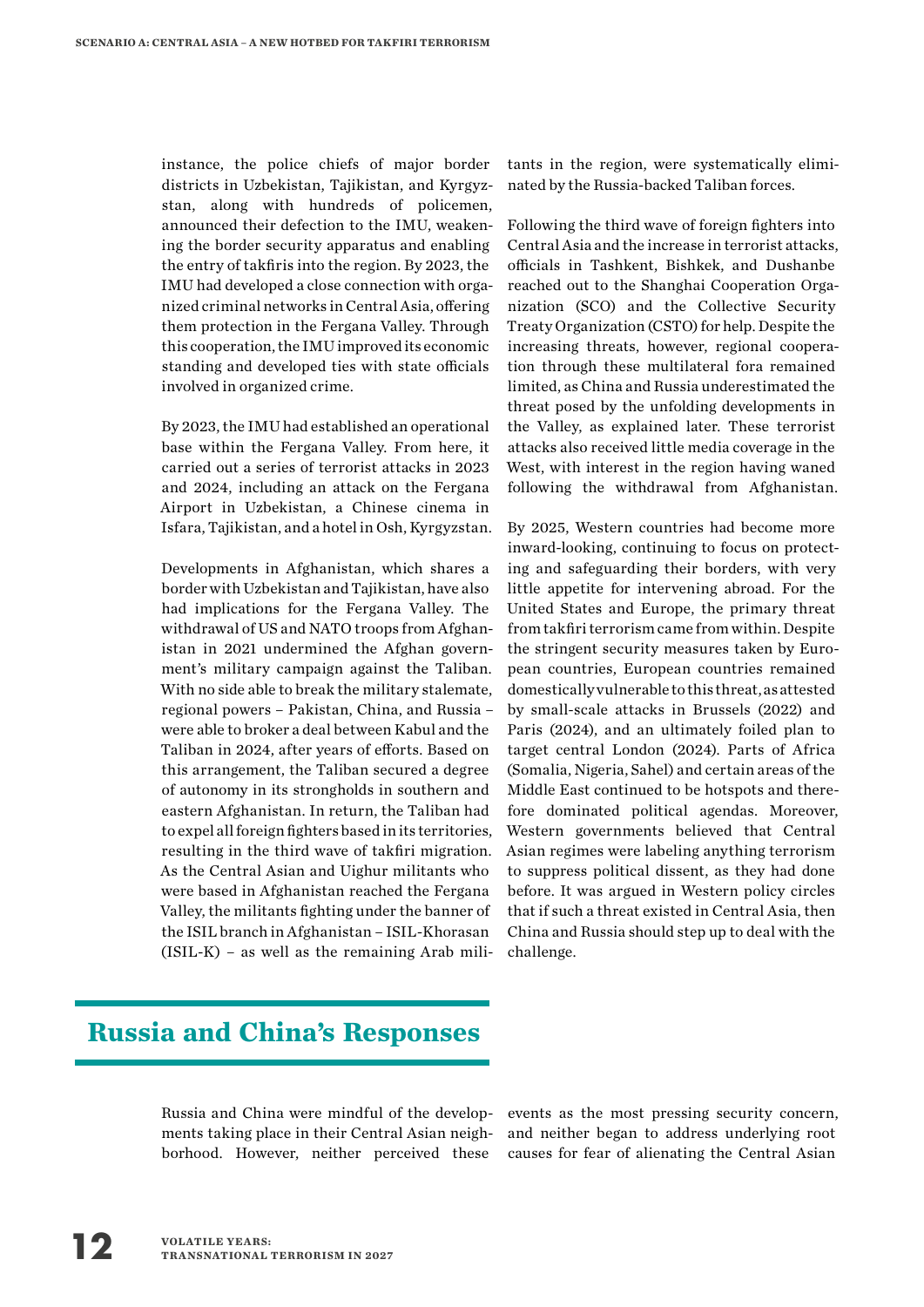instance, the police chiefs of major border districts in Uzbekistan, Tajikistan, and Kyrgyzstan, along with hundreds of policemen, announced their defection to the IMU, weakening the border security apparatus and enabling the entry of takfiris into the region. By 2023, the IMU had developed a close connection with organized criminal networks in Central Asia, offering them protection in the Fergana Valley. Through this cooperation, the IMU improved its economic standing and developed ties with state officials involved in organized crime.

By 2023, the IMU had established an operational base within the Fergana Valley. From here, it carried out a series of terrorist attacks in 2023 and 2024, including an attack on the Fergana Airport in Uzbekistan, a Chinese cinema in Isfara, Tajikistan, and a hotel in Osh, Kyrgyzstan.

Developments in Afghanistan, which shares a border with Uzbekistan and Tajikistan, have also had implications for the Fergana Valley. The withdrawal of US and NATO troops from Afghanistan in 2021 undermined the Afghan government's military campaign against the Taliban. With no side able to break the military stalemate, regional powers – Pakistan, China, and Russia – were able to broker a deal between Kabul and the Taliban in 2024, after years of efforts. Based on this arrangement, the Taliban secured a degree of autonomy in its strongholds in southern and eastern Afghanistan. In return, the Taliban had to expel all foreign fighters based in its territories, resulting in the third wave of takfiri migration. As the Central Asian and Uighur militants who were based in Afghanistan reached the Fergana Valley, the militants fighting under the banner of the ISIL branch in Afghanistan – ISIL-Khorasan (ISIL-K) – as well as the remaining Arab militants in the region, were systematically eliminated by the Russia-backed Taliban forces.

Following the third wave of foreign fighters into Central Asia and the increase in terrorist attacks, officials in Tashkent, Bishkek, and Dushanbe reached out to the Shanghai Cooperation Organization (SCO) and the Collective Security Treaty Organization (CSTO) for help. Despite the increasing threats, however, regional cooperation through these multilateral fora remained limited, as China and Russia underestimated the threat posed by the unfolding developments in the Valley, as explained later. These terrorist attacks also received little media coverage in the West, with interest in the region having waned following the withdrawal from Afghanistan.

By 2025, Western countries had become more inward-looking, continuing to focus on protecting and safeguarding their borders, with very little appetite for intervening abroad. For the United States and Europe, the primary threat from takfiri terrorism came from within. Despite the stringent security measures taken by European countries, European countries remained domestically vulnerable to this threat, as attested by small-scale attacks in Brussels (2022) and Paris (2024), and an ultimately foiled plan to target central London (2024). Parts of Africa (Somalia, Nigeria, Sahel) and certain areas of the Middle East continued to be hotspots and therefore dominated political agendas. Moreover, Western governments believed that Central Asian regimes were labeling anything terrorism to suppress political dissent, as they had done before. It was argued in Western policy circles that if such a threat existed in Central Asia, then China and Russia should step up to deal with the challenge.

## Russia and China's Responses

Russia and China were mindful of the developments taking place in their Central Asian neighborhood. However, neither perceived these events as the most pressing security concern, and neither began to address underlying root causes for fear of alienating the Central Asian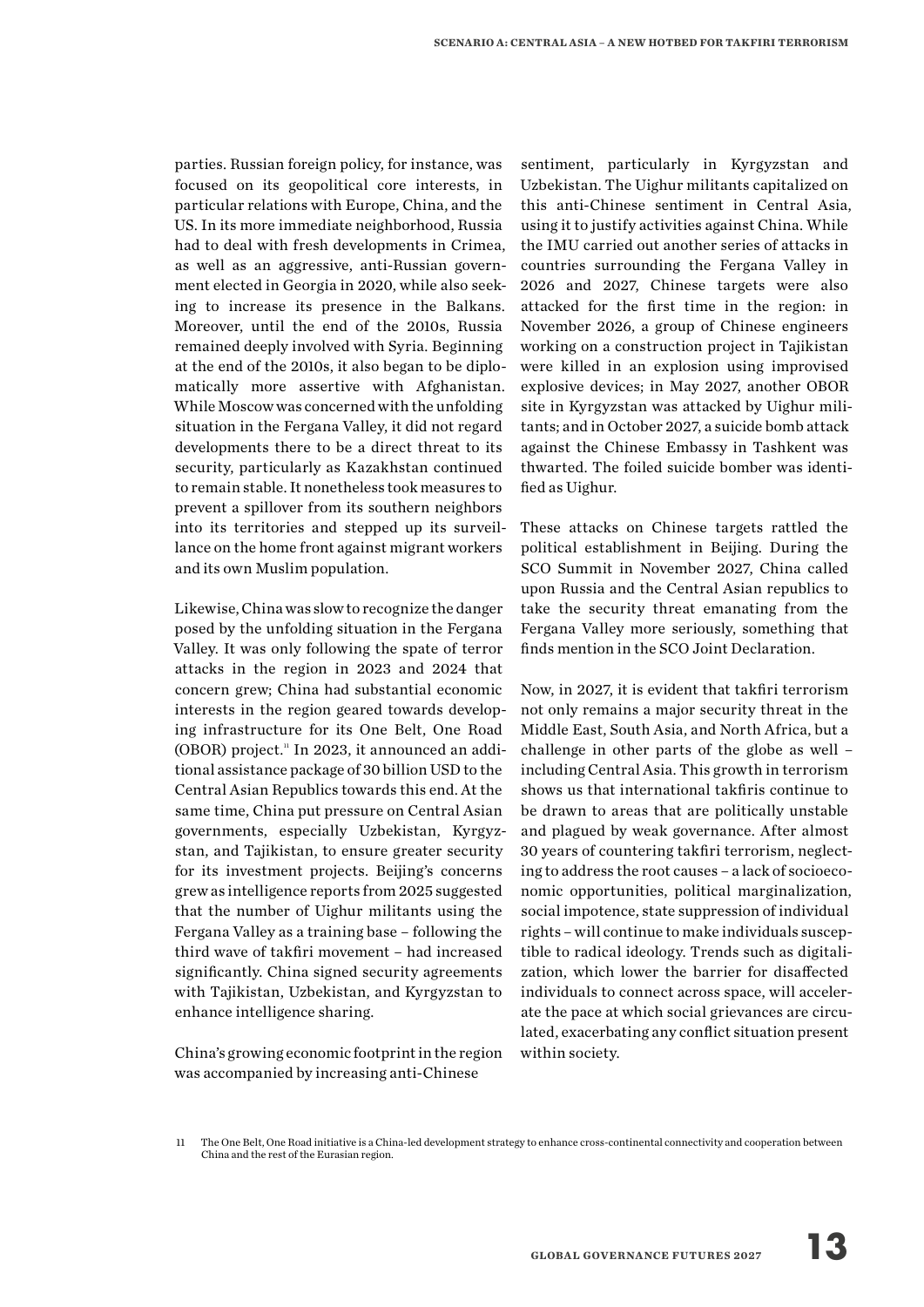parties. Russian foreign policy, for instance, was focused on its geopolitical core interests, in particular relations with Europe, China, and the US. In its more immediate neighborhood, Russia had to deal with fresh developments in Crimea, as well as an aggressive, anti-Russian government elected in Georgia in 2020, while also seeking to increase its presence in the Balkans. Moreover, until the end of the 2010s, Russia remained deeply involved with Syria. Beginning at the end of the 2010s, it also began to be diplomatically more assertive with Afghanistan. While Moscow was concerned with the unfolding situation in the Fergana Valley, it did not regard developments there to be a direct threat to its security, particularly as Kazakhstan continued to remain stable. It nonetheless took measures to prevent a spillover from its southern neighbors into its territories and stepped up its surveillance on the home front against migrant workers and its own Muslim population.

Likewise, China was slow to recognize the danger posed by the unfolding situation in the Fergana Valley. It was only following the spate of terror attacks in the region in 2023 and 2024 that concern grew; China had substantial economic interests in the region geared towards developing infrastructure for its One Belt, One Road (OBOR) project.[11] In 2023, it announced an additional assistance package of 30 billion USD to the Central Asian Republics towards this end. At the same time, China put pressure on Central Asian governments, especially Uzbekistan, Kyrgyzstan, and Tajikistan, to ensure greater security for its investment projects. Beijing's concerns grew as intelligence reports from 2025 suggested that the number of Uighur militants using the Fergana Valley as a training base – following the third wave of takfiri movement – had increased significantly. China signed security agreements with Tajikistan, Uzbekistan, and Kyrgyzstan to enhance intelligence sharing.

China's growing economic footprint in the region was accompanied by increasing anti-Chinese sentiment, particularly in Kyrgyzstan and Uzbekistan. The Uighur militants capitalized on this anti-Chinese sentiment in Central Asia, using it to justify activities against China. While the IMU carried out another series of attacks in countries surrounding the Fergana Valley in 2026 and 2027, Chinese targets were also attacked for the first time in the region: in November 2026, a group of Chinese engineers working on a construction project in Tajikistan were killed in an explosion using improvised explosive devices; in May 2027, another OBOR site in Kyrgyzstan was attacked by Uighur militants; and in October 2027, a suicide bomb attack against the Chinese Embassy in Tashkent was thwarted. The foiled suicide bomber was identified as Uighur.

These attacks on Chinese targets rattled the political establishment in Beijing. During the SCO Summit in November 2027, China called upon Russia and the Central Asian republics to take the security threat emanating from the Fergana Valley more seriously, something that finds mention in the SCO Joint Declaration.

Now, in 2027, it is evident that takfiri terrorism not only remains a major security threat in the Middle East, South Asia, and North Africa, but a challenge in other parts of the globe as well – including Central Asia. This growth in terrorism shows us that international takfiris continue to be drawn to areas that are politically unstable and plagued by weak governance. After almost 30 years of countering takfiri terrorism, neglecting to address the root causes – a lack of socioeconomic opportunities, political marginalization, social impotence, state suppression of individual rights – will continue to make individuals susceptible to radical ideology. Trends such as digitalization, which lower the barrier for disaffected individuals to connect across space, will accelerate the pace at which social grievances are circulated, exacerbating any conflict situation present within society.

[11] The One Belt, One Road initiative is a China-led development strategy to enhance cross-continental connectivity and cooperation between China and the rest of the Eurasian region.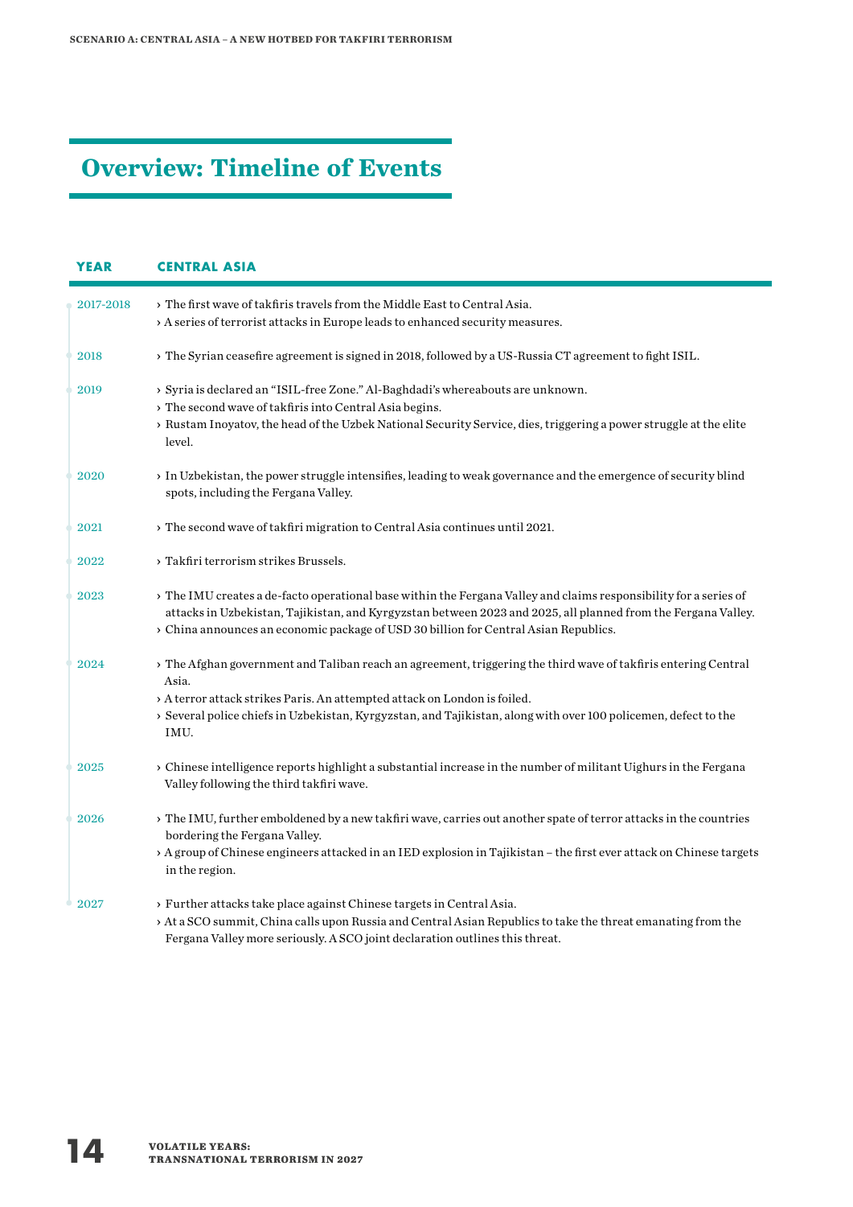## Overview: Timeline of Events

| YEAR | CENTRAL ASIA |
|---|---|
| 2017-2018 | › The first wave of takfiris travels from the Middle East to Central Asia.<br>› A series of terrorist attacks in Europe leads to enhanced security measures. |
| 2018 | › The Syrian ceasefire agreement is signed in 2018, followed by a US-Russia CT agreement to fight ISIL. |
| 2019 | › Syria is declared an "ISIL-free Zone." Al-Baghdadi's whereabouts are unknown.<br>› The second wave of takfiris into Central Asia begins.<br>› Rustam Inoyatov, the head of the Uzbek National Security Service, dies, triggering a power struggle at the elite level. |
| 2020 | › In Uzbekistan, the power struggle intensifies, leading to weak governance and the emergence of security blind spots, including the Fergana Valley. |
| 2021 | › The second wave of takfiri migration to Central Asia continues until 2021. |
| 2022 | › Takfiri terrorism strikes Brussels. |
| 2023 | › The IMU creates a de-facto operational base within the Fergana Valley and claims responsibility for a series of attacks in Uzbekistan, Tajikistan, and Kyrgyzstan between 2023 and 2025, all planned from the Fergana Valley.<br>› China announces an economic package of USD 30 billion for Central Asian Republics. |
| 2024 | › The Afghan government and Taliban reach an agreement, triggering the third wave of takfiris entering Central Asia.<br>› A terror attack strikes Paris. An attempted attack on London is foiled.<br>› Several police chiefs in Uzbekistan, Kyrgyzstan, and Tajikistan, along with over 100 policemen, defect to the IMU. |
| 2025 | › Chinese intelligence reports highlight a substantial increase in the number of militant Uighurs in the Fergana Valley following the third takfiri wave. |
| 2026 | › The IMU, further emboldened by a new takfiri wave, carries out another spate of terror attacks in the countries bordering the Fergana Valley.<br>› A group of Chinese engineers attacked in an IED explosion in Tajikistan – the first ever attack on Chinese targets in the region. |
| 2027 | › Further attacks take place against Chinese targets in Central Asia.<br>› At a SCO summit, China calls upon Russia and Central Asian Republics to take the threat emanating from the Fergana Valley more seriously. A SCO joint declaration outlines this threat. |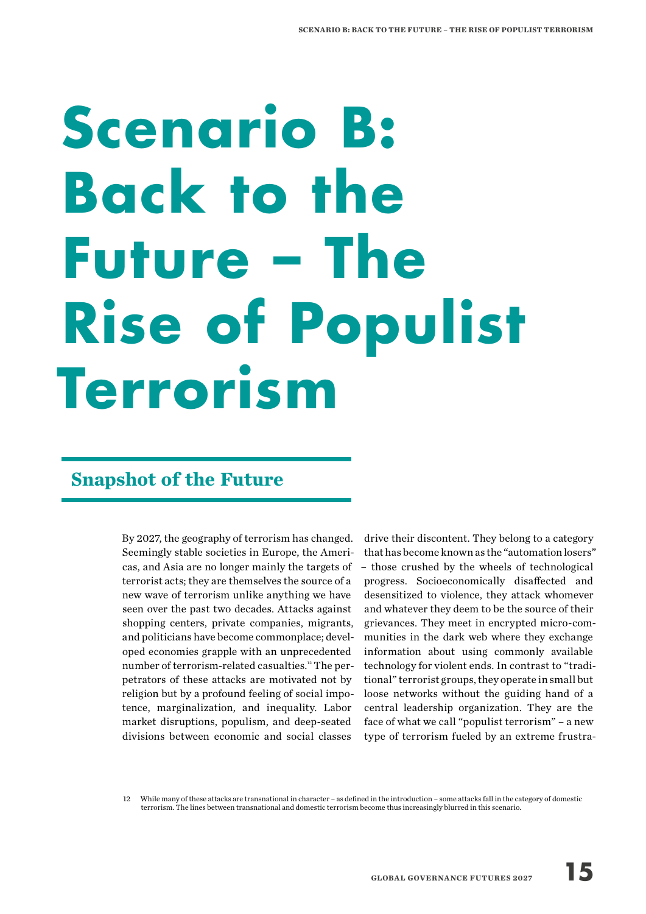# Scenario B: Back to the Future – The Rise of Populist Terrorism

## Snapshot of the Future

By 2027, the geography of terrorism has changed. Seemingly stable societies in Europe, the Americas, and Asia are no longer mainly the targets of terrorist acts; they are themselves the source of a new wave of terrorism unlike anything we have seen over the past two decades. Attacks against shopping centers, private companies, migrants, and politicians have become commonplace; developed economies grapple with an unprecedented number of terrorism-related casualties.[12] The perpetrators of these attacks are motivated not by religion but by a profound feeling of social impotence, marginalization, and inequality. Labor market disruptions, populism, and deep-seated divisions between economic and social classes drive their discontent. They belong to a category that has become known as the "automation losers" – those crushed by the wheels of technological progress. Socioeconomically disaffected and desensitized to violence, they attack whomever and whatever they deem to be the source of their grievances. They meet in encrypted micro-communities in the dark web where they exchange information about using commonly available technology for violent ends. In contrast to "traditional" terrorist groups, they operate in small but loose networks without the guiding hand of a central leadership organization. They are the face of what we call "populist terrorism" – a new type of terrorism fueled by an extreme frustra-

12 While many of these attacks are transnational in character – as defined in the introduction – some attacks fall in the category of domestic terrorism. The lines between transnational and domestic terrorism become thus increasingly blurred in this scenario.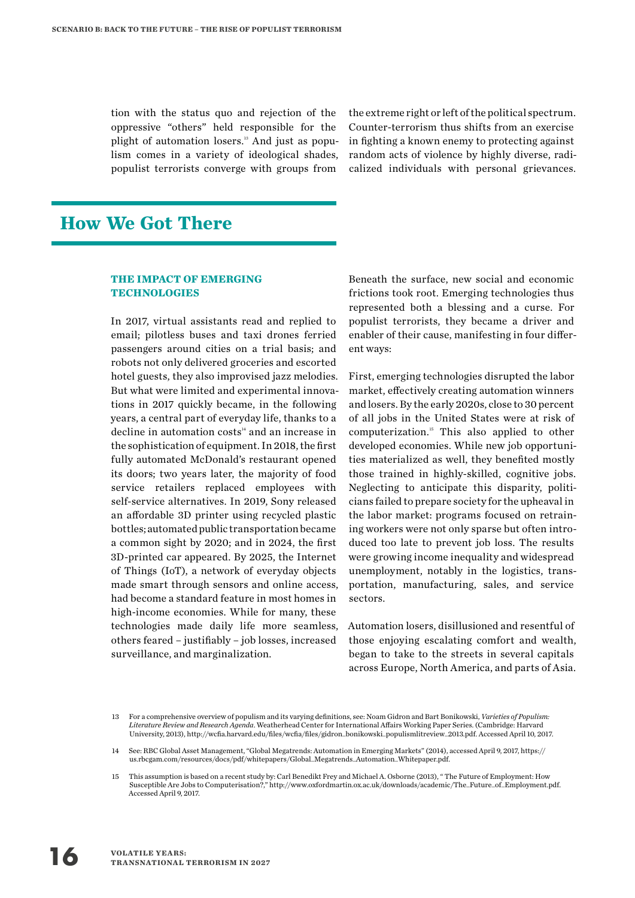tion with the status quo and rejection of the oppressive “others” held responsible for the plight of automation losers.[13] And just as populism comes in a variety of ideological shades, populist terrorists converge with groups from the extreme right or left of the political spectrum. Counter-terrorism thus shifts from an exercise in fighting a known enemy to protecting against random acts of violence by highly diverse, radicalized individuals with personal grievances.

## How We Got There

### THE IMPACT OF EMERGING TECHNOLOGIES

In 2017, virtual assistants read and replied to email; pilotless buses and taxi drones ferried passengers around cities on a trial basis; and robots not only delivered groceries and escorted hotel guests, they also improvised jazz melodies. But what were limited and experimental innovations in 2017 quickly became, in the following years, a central part of everyday life, thanks to a decline in automation costs[14] and an increase in the sophistication of equipment. In 2018, the first fully automated McDonald’s restaurant opened its doors; two years later, the majority of food service retailers replaced employees with self-service alternatives. In 2019, Sony released an affordable 3D printer using recycled plastic bottles; automated public transportation became a common sight by 2020; and in 2024, the first 3D-printed car appeared. By 2025, the Internet of Things (IoT), a network of everyday objects made smart through sensors and online access, had become a standard feature in most homes in high-income economies. While for many, these technologies made daily life more seamless, others feared – justifiably – job losses, increased surveillance, and marginalization.

Beneath the surface, new social and economic frictions took root. Emerging technologies thus represented both a blessing and a curse. For populist terrorists, they became a driver and enabler of their cause, manifesting in four different ways:

First, emerging technologies disrupted the labor market, effectively creating automation winners and losers. By the early 2020s, close to 30 percent of all jobs in the United States were at risk of computerization.[15] This also applied to other developed economies. While new job opportunities materialized as well, they benefited mostly those trained in highly-skilled, cognitive jobs. Neglecting to anticipate this disparity, politicians failed to prepare society for the upheaval in the labor market: programs focused on retraining workers were not only sparse but often introduced too late to prevent job loss. The results were growing income inequality and widespread unemployment, notably in the logistics, transportation, manufacturing, sales, and service sectors.

Automation losers, disillusioned and resentful of those enjoying escalating comfort and wealth, began to take to the streets in several capitals across Europe, North America, and parts of Asia.

---

13 For a comprehensive overview of populism and its varying definitions, see: Noam Gidron and Bart Bonikowski, *Varieties of Populism: Literature Review and Research Agenda*. Weatherhead Center for International Affairs Working Paper Series. (Cambridge: Harvard University, 2013), http://wcfia.harvard.edu/files/wcfia/files/gidron_bonikowski_populismlitreview_2013.pdf. Accessed April 10, 2017.

14 See: RBC Global Asset Management, “Global Megatrends: Automation in Emerging Markets” (2014), accessed April 9, 2017, https://us.rbcgam.com/resources/docs/pdf/whitepapers/Global_Megatrends_Automation_Whitepaper.pdf.

15 This assumption is based on a recent study by: Carl Benedikt Frey and Michael A. Osborne (2013), “ The Future of Employment: How Susceptible Are Jobs to Computerisation?,” http://www.oxfordmartin.ox.ac.uk/downloads/academic/The_Future_of_Employment.pdf. Accessed April 9, 2017.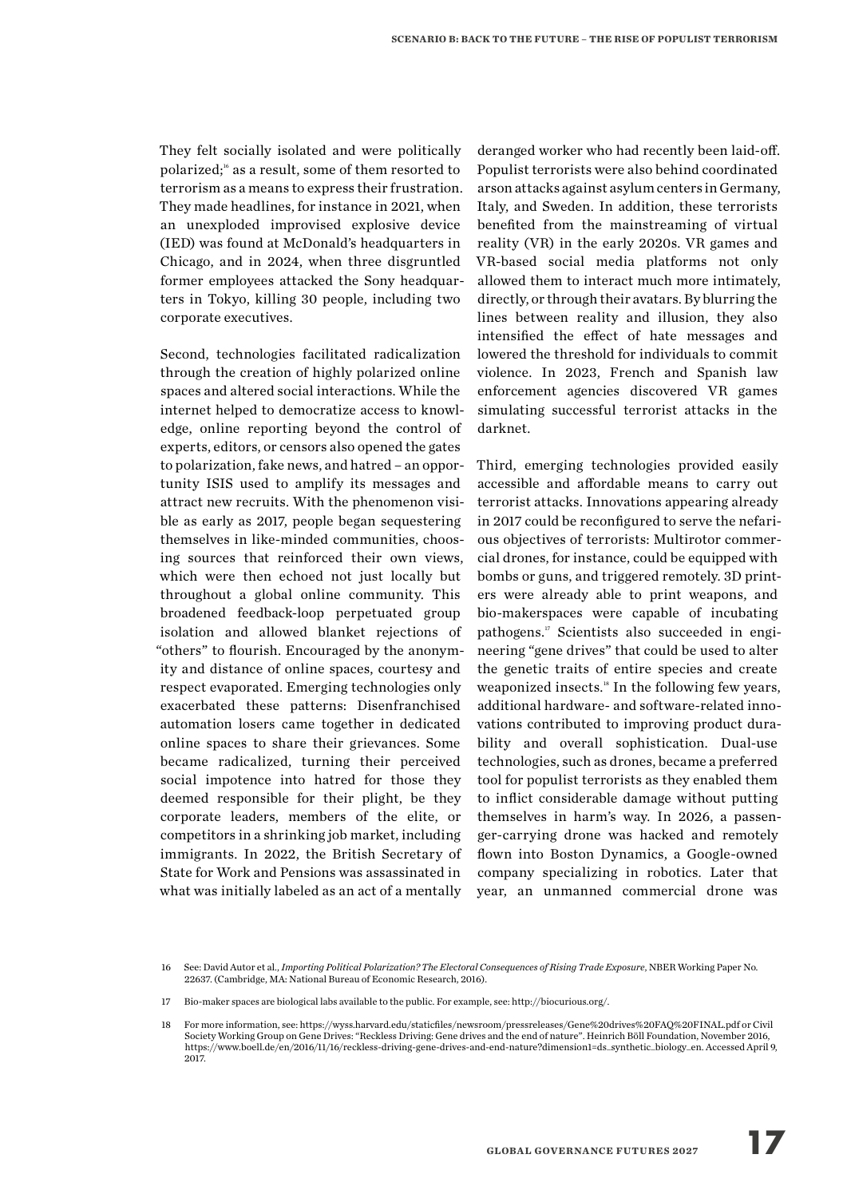They felt socially isolated and were politically polarized;[16] as a result, some of them resorted to terrorism as a means to express their frustration. They made headlines, for instance in 2021, when an unexploded improvised explosive device (IED) was found at McDonald's headquarters in Chicago, and in 2024, when three disgruntled former employees attacked the Sony headquarters in Tokyo, killing 30 people, including two corporate executives.

Second, technologies facilitated radicalization through the creation of highly polarized online spaces and altered social interactions. While the internet helped to democratize access to knowledge, online reporting beyond the control of experts, editors, or censors also opened the gates to polarization, fake news, and hatred – an opportunity ISIS used to amplify its messages and attract new recruits. With the phenomenon visible as early as 2017, people began sequestering themselves in like-minded communities, choosing sources that reinforced their own views, which were then echoed not just locally but throughout a global online community. This broadened feedback-loop perpetuated group isolation and allowed blanket rejections of "others" to flourish. Encouraged by the anonymity and distance of online spaces, courtesy and respect evaporated. Emerging technologies only exacerbated these patterns: Disenfranchised automation losers came together in dedicated online spaces to share their grievances. Some became radicalized, turning their perceived social impotence into hatred for those they deemed responsible for their plight, be they corporate leaders, members of the elite, or competitors in a shrinking job market, including immigrants. In 2022, the British Secretary of State for Work and Pensions was assassinated in what was initially labeled as an act of a mentally deranged worker who had recently been laid-off. Populist terrorists were also behind coordinated arson attacks against asylum centers in Germany, Italy, and Sweden. In addition, these terrorists benefited from the mainstreaming of virtual reality (VR) in the early 2020s. VR games and VR-based social media platforms not only allowed them to interact much more intimately, directly, or through their avatars. By blurring the lines between reality and illusion, they also intensified the effect of hate messages and lowered the threshold for individuals to commit violence. In 2023, French and Spanish law enforcement agencies discovered VR games simulating successful terrorist attacks in the darknet.

Third, emerging technologies provided easily accessible and affordable means to carry out terrorist attacks. Innovations appearing already in 2017 could be reconfigured to serve the nefarious objectives of terrorists: Multirotor commercial drones, for instance, could be equipped with bombs or guns, and triggered remotely. 3D printers were already able to print weapons, and bio-makerspaces were capable of incubating pathogens.[17] Scientists also succeeded in engineering "gene drives" that could be used to alter the genetic traits of entire species and create weaponized insects.[18] In the following few years, additional hardware- and software-related innovations contributed to improving product durability and overall sophistication. Dual-use technologies, such as drones, became a preferred tool for populist terrorists as they enabled them to inflict considerable damage without putting themselves in harm's way. In 2026, a passenger-carrying drone was hacked and remotely flown into Boston Dynamics, a Google-owned company specializing in robotics. Later that year, an unmanned commercial drone was

16 See: David Autor et al., *Importing Political Polarization? The Electoral Consequences of Rising Trade Exposure*, NBER Working Paper No. 22637. (Cambridge, MA: National Bureau of Economic Research, 2016).

17 Bio-maker spaces are biological labs available to the public. For example, see: http://biocurious.org/.

18 For more information, see: https://wyss.harvard.edu/staticfiles/newsroom/pressreleases/Gene%20drives%20FAQ%20FINAL.pdf or Civil Society Working Group on Gene Drives: "Reckless Driving: Gene drives and the end of nature". Heinrich Böll Foundation, November 2016, https://www.boell.de/en/2016/11/16/reckless-driving-gene-drives-and-end-nature?dimension1=ds_synthetic_biology_en. Accessed April 9, 2017.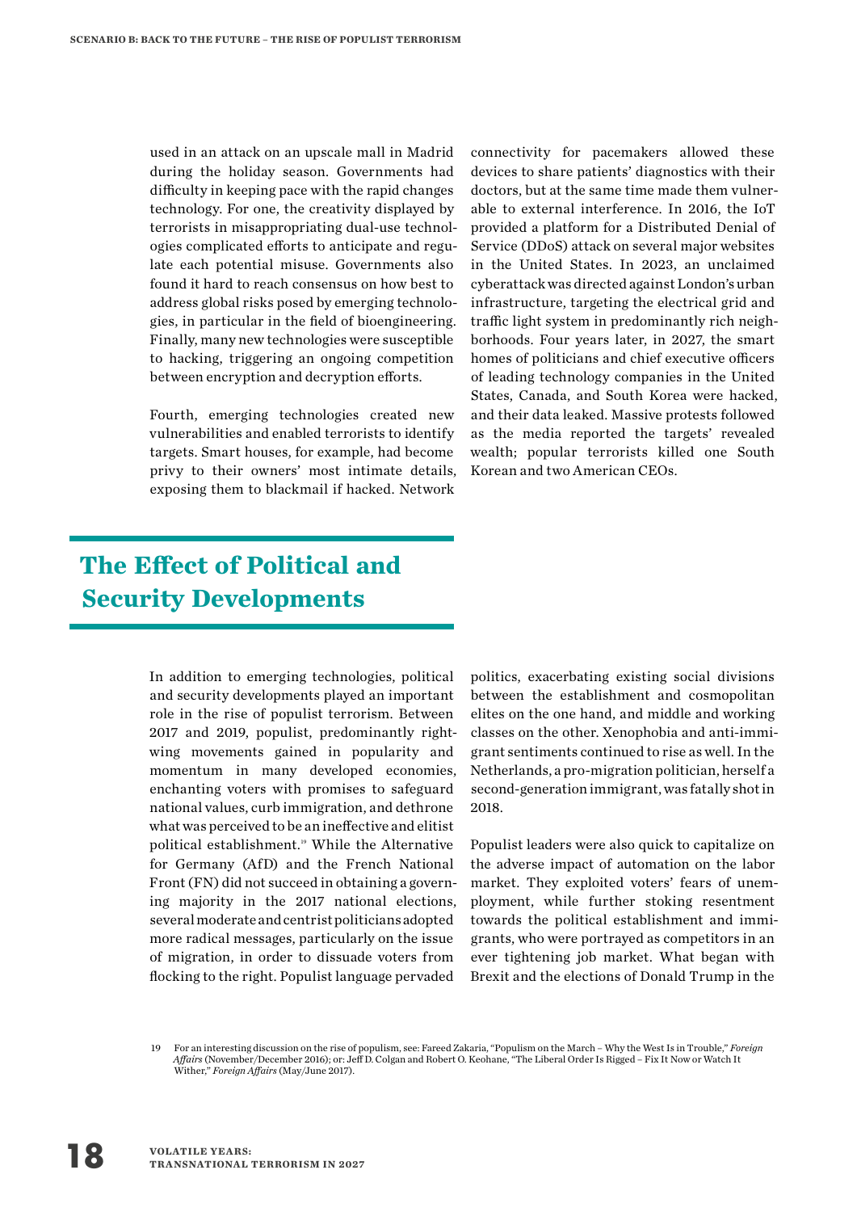used in an attack on an upscale mall in Madrid during the holiday season. Governments had difficulty in keeping pace with the rapid changes technology. For one, the creativity displayed by terrorists in misappropriating dual-use technologies complicated efforts to anticipate and regulate each potential misuse. Governments also found it hard to reach consensus on how best to address global risks posed by emerging technologies, in particular in the field of bioengineering. Finally, many new technologies were susceptible to hacking, triggering an ongoing competition between encryption and decryption efforts.

Fourth, emerging technologies created new vulnerabilities and enabled terrorists to identify targets. Smart houses, for example, had become privy to their owners' most intimate details, exposing them to blackmail if hacked. Network connectivity for pacemakers allowed these devices to share patients' diagnostics with their doctors, but at the same time made them vulnerable to external interference. In 2016, the IoT provided a platform for a Distributed Denial of Service (DDoS) attack on several major websites in the United States. In 2023, an unclaimed cyberattack was directed against London's urban infrastructure, targeting the electrical grid and traffic light system in predominantly rich neighborhoods. Four years later, in 2027, the smart homes of politicians and chief executive officers of leading technology companies in the United States, Canada, and South Korea were hacked, and their data leaked. Massive protests followed as the media reported the targets' revealed wealth; popular terrorists killed one South Korean and two American CEOs.

## The Effect of Political and Security Developments

In addition to emerging technologies, political and security developments played an important role in the rise of populist terrorism. Between 2017 and 2019, populist, predominantly right-wing movements gained in popularity and momentum in many developed economies, enchanting voters with promises to safeguard national values, curb immigration, and dethrone what was perceived to be an ineffective and elitist political establishment.[19] While the Alternative for Germany (AfD) and the French National Front (FN) did not succeed in obtaining a governing majority in the 2017 national elections, several moderate and centrist politicians adopted more radical messages, particularly on the issue of migration, in order to dissuade voters from flocking to the right. Populist language pervaded politics, exacerbating existing social divisions between the establishment and cosmopolitan elites on the one hand, and middle and working classes on the other. Xenophobia and anti-immigrant sentiments continued to rise as well. In the Netherlands, a pro-migration politician, herself a second-generation immigrant, was fatally shot in 2018.

Populist leaders were also quick to capitalize on the adverse impact of automation on the labor market. They exploited voters' fears of unemployment, while further stoking resentment towards the political establishment and immigrants, who were portrayed as competitors in an ever tightening job market. What began with Brexit and the elections of Donald Trump in the

19 For an interesting discussion on the rise of populism, see: Fareed Zakaria, "Populism on the March – Why the West Is in Trouble," *Foreign Affairs* (November/December 2016); or: Jeff D. Colgan and Robert O. Keohane, "The Liberal Order Is Rigged – Fix It Now or Watch It Wither," *Foreign Affairs* (May/June 2017).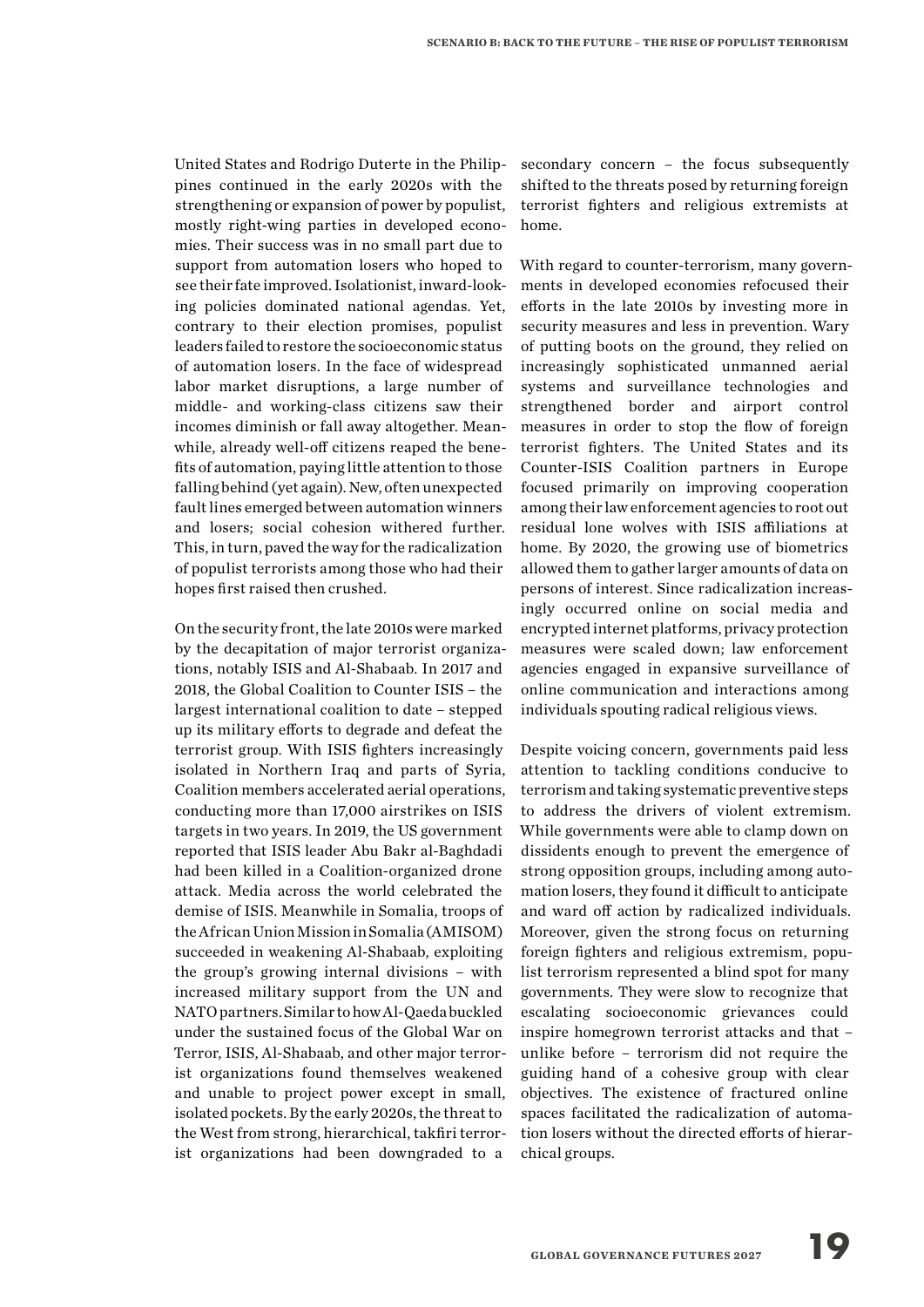United States and Rodrigo Duterte in the Philippines continued in the early 2020s with the strengthening or expansion of power by populist, mostly right-wing parties in developed economies. Their success was in no small part due to support from automation losers who hoped to see their fate improved. Isolationist, inward-looking policies dominated national agendas. Yet, contrary to their election promises, populist leaders failed to restore the socioeconomic status of automation losers. In the face of widespread labor market disruptions, a large number of middle- and working-class citizens saw their incomes diminish or fall away altogether. Meanwhile, already well-off citizens reaped the benefits of automation, paying little attention to those falling behind (yet again). New, often unexpected fault lines emerged between automation winners and losers; social cohesion withered further. This, in turn, paved the way for the radicalization of populist terrorists among those who had their hopes first raised then crushed.

On the security front, the late 2010s were marked by the decapitation of major terrorist organizations, notably ISIS and Al-Shabaab. In 2017 and 2018, the Global Coalition to Counter ISIS – the largest international coalition to date – stepped up its military efforts to degrade and defeat the terrorist group. With ISIS fighters increasingly isolated in Northern Iraq and parts of Syria, Coalition members accelerated aerial operations, conducting more than 17,000 airstrikes on ISIS targets in two years. In 2019, the US government reported that ISIS leader Abu Bakr al-Baghdadi had been killed in a Coalition-organized drone attack. Media across the world celebrated the demise of ISIS. Meanwhile in Somalia, troops of the African Union Mission in Somalia (AMISOM) succeeded in weakening Al-Shabaab, exploiting the group's growing internal divisions – with increased military support from the UN and NATO partners. Similar to how Al-Qaeda buckled under the sustained focus of the Global War on Terror, ISIS, Al-Shabaab, and other major terrorist organizations found themselves weakened and unable to project power except in small, isolated pockets. By the early 2020s, the threat to the West from strong, hierarchical, takfiri terrorist organizations had been downgraded to a secondary concern – the focus subsequently shifted to the threats posed by returning foreign terrorist fighters and religious extremists at home.

With regard to counter-terrorism, many governments in developed economies refocused their efforts in the late 2010s by investing more in security measures and less in prevention. Wary of putting boots on the ground, they relied on increasingly sophisticated unmanned aerial systems and surveillance technologies and strengthened border and airport control measures in order to stop the flow of foreign terrorist fighters. The United States and its Counter-ISIS Coalition partners in Europe focused primarily on improving cooperation among their law enforcement agencies to root out residual lone wolves with ISIS affiliations at home. By 2020, the growing use of biometrics allowed them to gather larger amounts of data on persons of interest. Since radicalization increasingly occurred online on social media and encrypted internet platforms, privacy protection measures were scaled down; law enforcement agencies engaged in expansive surveillance of online communication and interactions among individuals spouting radical religious views.

Despite voicing concern, governments paid less attention to tackling conditions conducive to terrorism and taking systematic preventive steps to address the drivers of violent extremism. While governments were able to clamp down on dissidents enough to prevent the emergence of strong opposition groups, including among automation losers, they found it difficult to anticipate and ward off action by radicalized individuals. Moreover, given the strong focus on returning foreign fighters and religious extremism, populist terrorism represented a blind spot for many governments. They were slow to recognize that escalating socioeconomic grievances could inspire homegrown terrorist attacks and that – unlike before – terrorism did not require the guiding hand of a cohesive group with clear objectives. The existence of fractured online spaces facilitated the radicalization of automation losers without the directed efforts of hierarchical groups.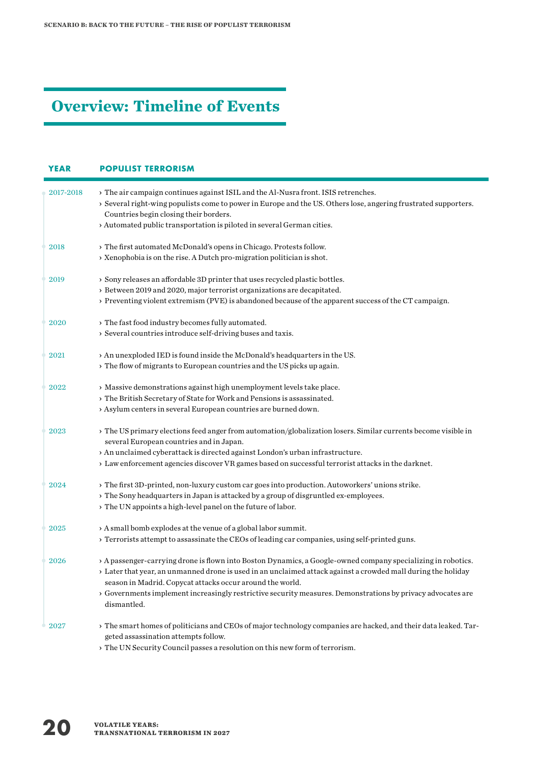## Overview: Timeline of Events

| YEAR | POPULIST TERRORISM |
|---|---|
| 2017-2018 | › The air campaign continues against ISIL and the Al-Nusra front. ISIS retrenches.<br>› Several right-wing populists come to power in Europe and the US. Others lose, angering frustrated supporters. Countries begin closing their borders.<br>› Automated public transportation is piloted in several German cities. |
| 2018 | › The first automated McDonald's opens in Chicago. Protests follow.<br>› Xenophobia is on the rise. A Dutch pro-migration politician is shot. |
| 2019 | › Sony releases an affordable 3D printer that uses recycled plastic bottles.<br>› Between 2019 and 2020, major terrorist organizations are decapitated.<br>› Preventing violent extremism (PVE) is abandoned because of the apparent success of the CT campaign. |
| 2020 | › The fast food industry becomes fully automated.<br>› Several countries introduce self-driving buses and taxis. |
| 2021 | › An unexploded IED is found inside the McDonald's headquarters in the US.<br>› The flow of migrants to European countries and the US picks up again. |
| 2022 | › Massive demonstrations against high unemployment levels take place.<br>› The British Secretary of State for Work and Pensions is assassinated.<br>› Asylum centers in several European countries are burned down. |
| 2023 | › The US primary elections feed anger from automation/globalization losers. Similar currents become visible in several European countries and in Japan.<br>› An unclaimed cyberattack is directed against London's urban infrastructure.<br>› Law enforcement agencies discover VR games based on successful terrorist attacks in the darknet. |
| 2024 | › The first 3D-printed, non-luxury custom car goes into production. Autoworkers' unions strike.<br>› The Sony headquarters in Japan is attacked by a group of disgruntled ex-employees.<br>› The UN appoints a high-level panel on the future of labor. |
| 2025 | › A small bomb explodes at the venue of a global labor summit.<br>› Terrorists attempt to assassinate the CEOs of leading car companies, using self-printed guns. |
| 2026 | › A passenger-carrying drone is flown into Boston Dynamics, a Google-owned company specializing in robotics.<br>› Later that year, an unmanned drone is used in an unclaimed attack against a crowded mall during the holiday season in Madrid. Copycat attacks occur around the world.<br>› Governments implement increasingly restrictive security measures. Demonstrations by privacy advocates are dismantled. |
| 2027 | › The smart homes of politicians and CEOs of major technology companies are hacked, and their data leaked. Targeted assassination attempts follow.<br>› The UN Security Council passes a resolution on this new form of terrorism. |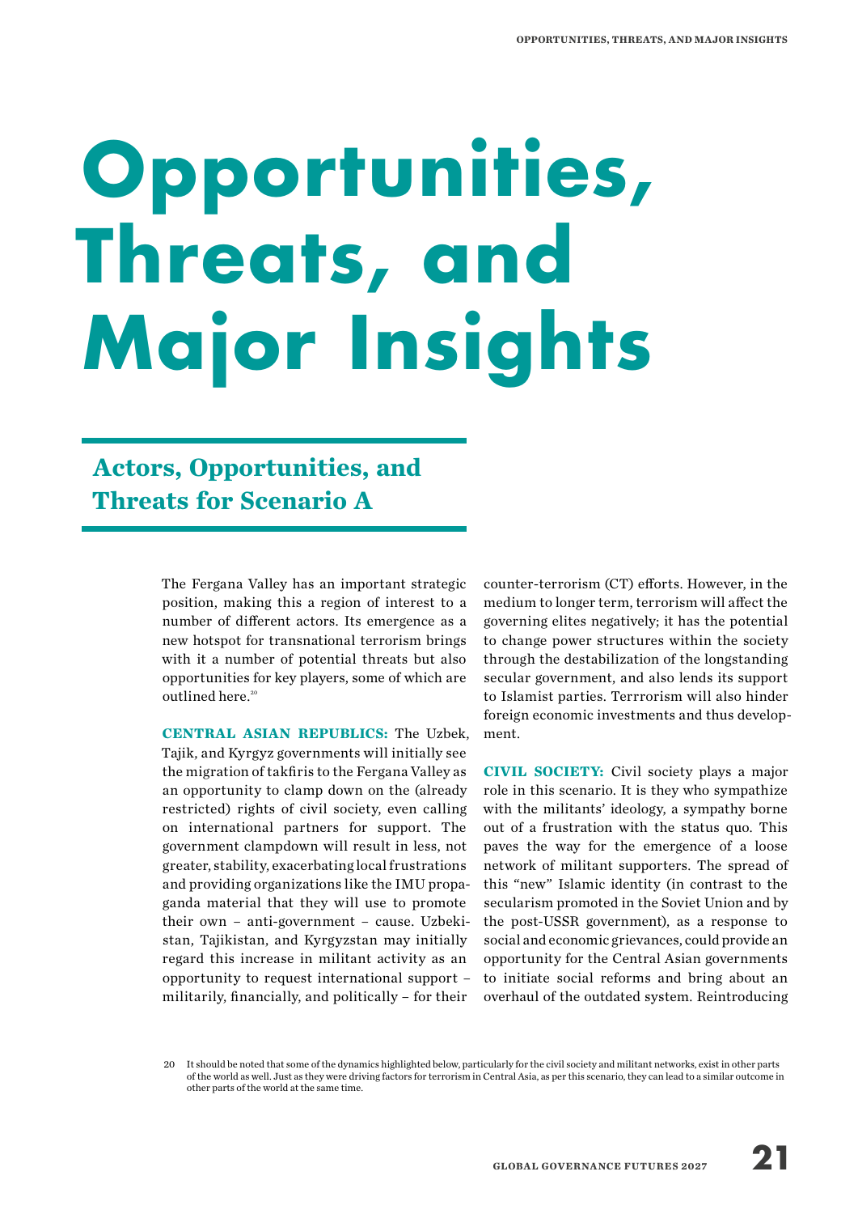# Opportunities, Threats, and Major Insights

## Actors, Opportunities, and Threats for Scenario A

The Fergana Valley has an important strategic position, making this a region of interest to a number of different actors. Its emergence as a new hotspot for transnational terrorism brings with it a number of potential threats but also opportunities for key players, some of which are outlined here.[20]

**CENTRAL ASIAN REPUBLICS:** The Uzbek, Tajik, and Kyrgyz governments will initially see the migration of takfiris to the Fergana Valley as an opportunity to clamp down on the (already restricted) rights of civil society, even calling on international partners for support. The government clampdown will result in less, not greater, stability, exacerbating local frustrations and providing organizations like the IMU propaganda material that they will use to promote their own – anti-government – cause. Uzbekistan, Tajikistan, and Kyrgyzstan may initially regard this increase in militant activity as an opportunity to request international support – militarily, financially, and politically – for their counter-terrorism (CT) efforts. However, in the medium to longer term, terrorism will affect the governing elites negatively; it has the potential to change power structures within the society through the destabilization of the longstanding secular government, and also lends its support to Islamist parties. Terrrorism will also hinder foreign economic investments and thus development.

**CIVIL SOCIETY:** Civil society plays a major role in this scenario. It is they who sympathize with the militants' ideology, a sympathy borne out of a frustration with the status quo. This paves the way for the emergence of a loose network of militant supporters. The spread of this "new" Islamic identity (in contrast to the secularism promoted in the Soviet Union and by the post-USSR government), as a response to social and economic grievances, could provide an opportunity for the Central Asian governments to initiate social reforms and bring about an overhaul of the outdated system. Reintroducing

20 It should be noted that some of the dynamics highlighted below, particularly for the civil society and militant networks, exist in other parts of the world as well. Just as they were driving factors for terrorism in Central Asia, as per this scenario, they can lead to a similar outcome in other parts of the world at the same time.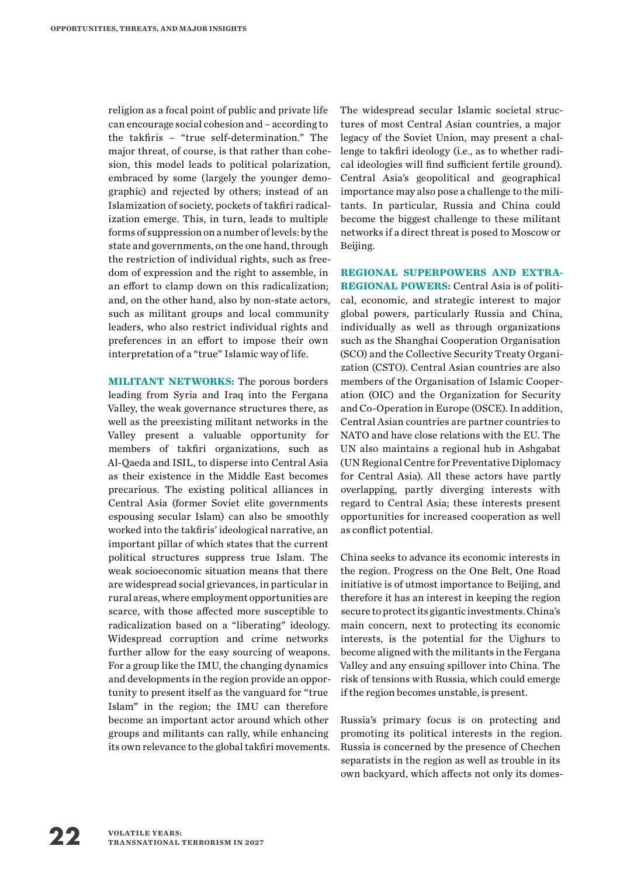religion as a focal point of public and private life can encourage social cohesion and – according to the takfiris – "true self-determination." The major threat, of course, is that rather than cohesion, this model leads to political polarization, embraced by some (largely the younger demographic) and rejected by others; instead of an Islamization of society, pockets of takfiri radicalization emerge. This, in turn, leads to multiple forms of suppression on a number of levels: by the state and governments, on the one hand, through the restriction of individual rights, such as freedom of expression and the right to assemble, in an effort to clamp down on this radicalization; and, on the other hand, also by non-state actors, such as militant groups and local community leaders, who also restrict individual rights and preferences in an effort to impose their own interpretation of a "true" Islamic way of life.

**MILITANT NETWORKS:** The porous borders leading from Syria and Iraq into the Fergana Valley, the weak governance structures there, as well as the preexisting militant networks in the Valley present a valuable opportunity for members of takfiri organizations, such as Al-Qaeda and ISIL, to disperse into Central Asia as their existence in the Middle East becomes precarious. The existing political alliances in Central Asia (former Soviet elite governments espousing secular Islam) can also be smoothly worked into the takfiris' ideological narrative, an important pillar of which states that the current political structures suppress true Islam. The weak socioeconomic situation means that there are widespread social grievances, in particular in rural areas, where employment opportunities are scarce, with those affected more susceptible to radicalization based on a "liberating" ideology. Widespread corruption and crime networks further allow for the easy sourcing of weapons. For a group like the IMU, the changing dynamics and developments in the region provide an opportunity to present itself as the vanguard for "true Islam" in the region; the IMU can therefore become an important actor around which other groups and militants can rally, while enhancing its own relevance to the global takfiri movements.

The widespread secular Islamic societal structures of most Central Asian countries, a major legacy of the Soviet Union, may present a challenge to takfiri ideology (i.e., as to whether radical ideologies will find sufficient fertile ground). Central Asia's geopolitical and geographical importance may also pose a challenge to the militants. In particular, Russia and China could become the biggest challenge to these militant networks if a direct threat is posed to Moscow or Beijing.

**REGIONAL SUPERPOWERS AND EXTRA-REGIONAL POWERS:** Central Asia is of political, economic, and strategic interest to major global powers, particularly Russia and China, individually as well as through organizations such as the Shanghai Cooperation Organisation (SCO) and the Collective Security Treaty Organization (CSTO). Central Asian countries are also members of the Organisation of Islamic Cooperation (OIC) and the Organization for Security and Co-Operation in Europe (OSCE). In addition, Central Asian countries are partner countries to NATO and have close relations with the EU. The UN also maintains a regional hub in Ashgabat (UN Regional Centre for Preventative Diplomacy for Central Asia). All these actors have partly overlapping, partly diverging interests with regard to Central Asia; these interests present opportunities for increased cooperation as well as conflict potential.

China seeks to advance its economic interests in the region. Progress on the One Belt, One Road initiative is of utmost importance to Beijing, and therefore it has an interest in keeping the region secure to protect its gigantic investments. China's main concern, next to protecting its economic interests, is the potential for the Uighurs to become aligned with the militants in the Fergana Valley and any ensuing spillover into China. The risk of tensions with Russia, which could emerge if the region becomes unstable, is present.

Russia's primary focus is on protecting and promoting its political interests in the region. Russia is concerned by the presence of Chechen separatists in the region as well as trouble in its own backyard, which affects not only its domes-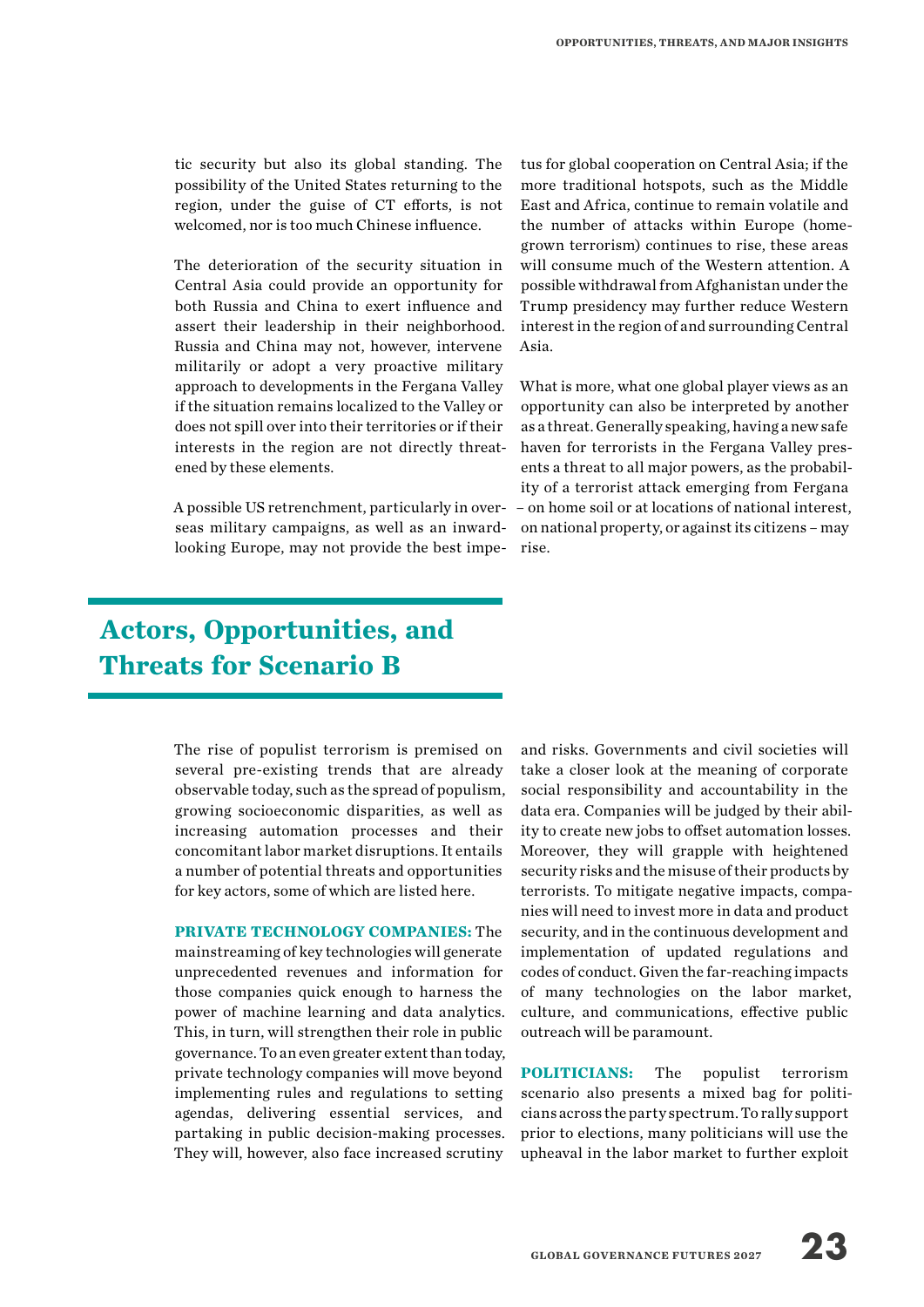tic security but also its global standing. The possibility of the United States returning to the region, under the guise of CT efforts, is not welcomed, nor is too much Chinese influence.

The deterioration of the security situation in Central Asia could provide an opportunity for both Russia and China to exert influence and assert their leadership in their neighborhood. Russia and China may not, however, intervene militarily or adopt a very proactive military approach to developments in the Fergana Valley if the situation remains localized to the Valley or does not spill over into their territories or if their interests in the region are not directly threatened by these elements.

A possible US retrenchment, particularly in overseas military campaigns, as well as an inward-looking Europe, may not provide the best impetus for global cooperation on Central Asia; if the more traditional hotspots, such as the Middle East and Africa, continue to remain volatile and the number of attacks within Europe (homegrown terrorism) continues to rise, these areas will consume much of the Western attention. A possible withdrawal from Afghanistan under the Trump presidency may further reduce Western interest in the region of and surrounding Central Asia.

What is more, what one global player views as an opportunity can also be interpreted by another as a threat. Generally speaking, having a new safe haven for terrorists in the Fergana Valley presents a threat to all major powers, as the probability of a terrorist attack emerging from Fergana – on home soil or at locations of national interest, on national property, or against its citizens – may rise.

## Actors, Opportunities, and Threats for Scenario B

The rise of populist terrorism is premised on several pre-existing trends that are already observable today, such as the spread of populism, growing socioeconomic disparities, as well as increasing automation processes and their concomitant labor market disruptions. It entails a number of potential threats and opportunities for key actors, some of which are listed here.

**PRIVATE TECHNOLOGY COMPANIES:** The mainstreaming of key technologies will generate unprecedented revenues and information for those companies quick enough to harness the power of machine learning and data analytics. This, in turn, will strengthen their role in public governance. To an even greater extent than today, private technology companies will move beyond implementing rules and regulations to setting agendas, delivering essential services, and partaking in public decision-making processes. They will, however, also face increased scrutiny and risks. Governments and civil societies will take a closer look at the meaning of corporate social responsibility and accountability in the data era. Companies will be judged by their ability to create new jobs to offset automation losses. Moreover, they will grapple with heightened security risks and the misuse of their products by terrorists. To mitigate negative impacts, companies will need to invest more in data and product security, and in the continuous development and implementation of updated regulations and codes of conduct. Given the far-reaching impacts of many technologies on the labor market, culture, and communications, effective public outreach will be paramount.

**POLITICIANS:** The populist terrorism scenario also presents a mixed bag for politicians across the party spectrum. To rally support prior to elections, many politicians will use the upheaval in the labor market to further exploit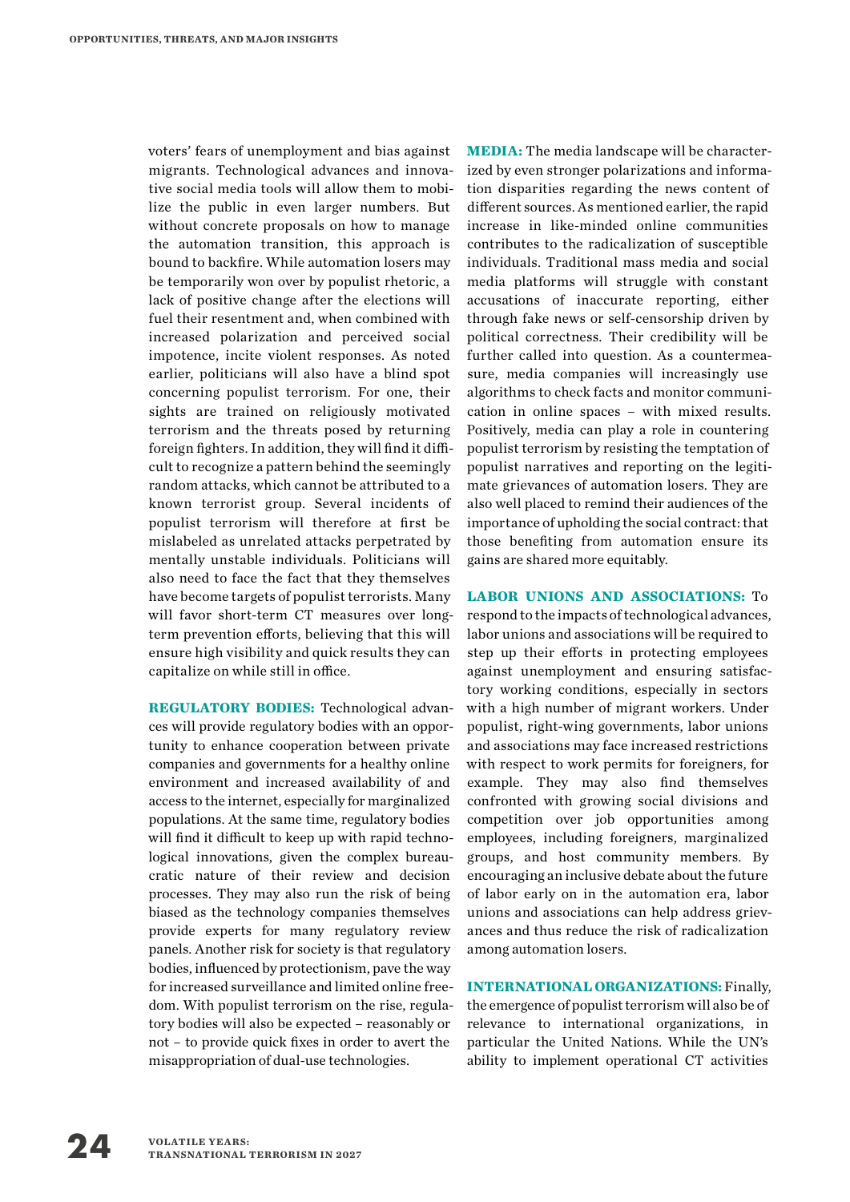voters' fears of unemployment and bias against migrants. Technological advances and innovative social media tools will allow them to mobilize the public in even larger numbers. But without concrete proposals on how to manage the automation transition, this approach is bound to backfire. While automation losers may be temporarily won over by populist rhetoric, a lack of positive change after the elections will fuel their resentment and, when combined with increased polarization and perceived social impotence, incite violent responses. As noted earlier, politicians will also have a blind spot concerning populist terrorism. For one, their sights are trained on religiously motivated terrorism and the threats posed by returning foreign fighters. In addition, they will find it difficult to recognize a pattern behind the seemingly random attacks, which cannot be attributed to a known terrorist group. Several incidents of populist terrorism will therefore at first be mislabeled as unrelated attacks perpetrated by mentally unstable individuals. Politicians will also need to face the fact that they themselves have become targets of populist terrorists. Many will favor short-term CT measures over long-term prevention efforts, believing that this will ensure high visibility and quick results they can capitalize on while still in office.

**REGULATORY BODIES:** Technological advances will provide regulatory bodies with an opportunity to enhance cooperation between private companies and governments for a healthy online environment and increased availability of and access to the internet, especially for marginalized populations. At the same time, regulatory bodies will find it difficult to keep up with rapid technological innovations, given the complex bureaucratic nature of their review and decision processes. They may also run the risk of being biased as the technology companies themselves provide experts for many regulatory review panels. Another risk for society is that regulatory bodies, influenced by protectionism, pave the way for increased surveillance and limited online freedom. With populist terrorism on the rise, regulatory bodies will also be expected – reasonably or not – to provide quick fixes in order to avert the misappropriation of dual-use technologies.

**MEDIA:** The media landscape will be characterized by even stronger polarizations and information disparities regarding the news content of different sources. As mentioned earlier, the rapid increase in like-minded online communities contributes to the radicalization of susceptible individuals. Traditional mass media and social media platforms will struggle with constant accusations of inaccurate reporting, either through fake news or self-censorship driven by political correctness. Their credibility will be further called into question. As a countermeasure, media companies will increasingly use algorithms to check facts and monitor communication in online spaces – with mixed results. Positively, media can play a role in countering populist terrorism by resisting the temptation of populist narratives and reporting on the legitimate grievances of automation losers. They are also well placed to remind their audiences of the importance of upholding the social contract: that those benefiting from automation ensure its gains are shared more equitably.

**LABOR UNIONS AND ASSOCIATIONS:** To respond to the impacts of technological advances, labor unions and associations will be required to step up their efforts in protecting employees against unemployment and ensuring satisfactory working conditions, especially in sectors with a high number of migrant workers. Under populist, right-wing governments, labor unions and associations may face increased restrictions with respect to work permits for foreigners, for example. They may also find themselves confronted with growing social divisions and competition over job opportunities among employees, including foreigners, marginalized groups, and host community members. By encouraging an inclusive debate about the future of labor early on in the automation era, labor unions and associations can help address grievances and thus reduce the risk of radicalization among automation losers.

**INTERNATIONAL ORGANIZATIONS:** Finally, the emergence of populist terrorism will also be of relevance to international organizations, in particular the United Nations. While the UN's ability to implement operational CT activities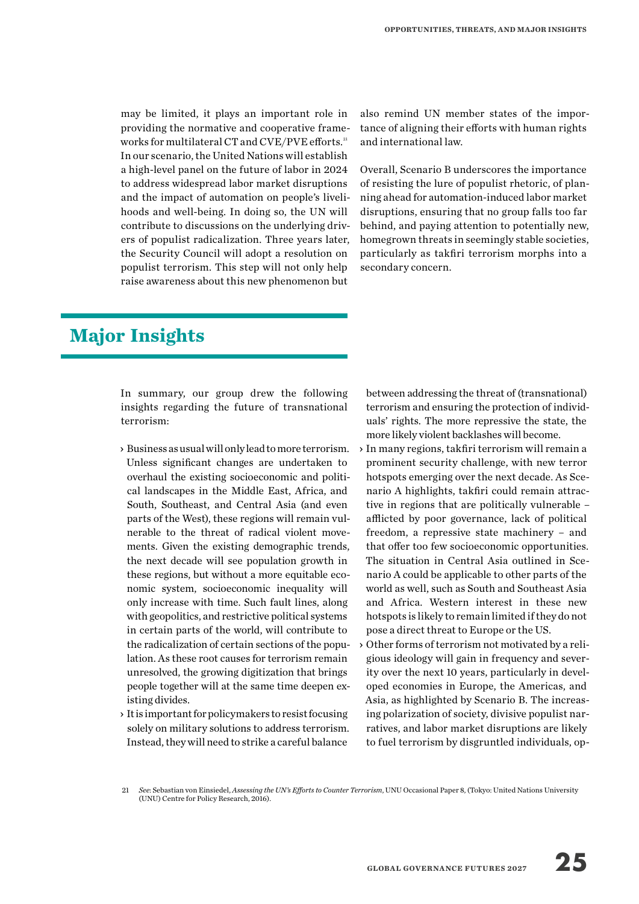may be limited, it plays an important role in providing the normative and cooperative frameworks for multilateral CT and CVE/PVE efforts.[21] In our scenario, the United Nations will establish a high-level panel on the future of labor in 2024 to address widespread labor market disruptions and the impact of automation on people's livelihoods and well-being. In doing so, the UN will contribute to discussions on the underlying drivers of populist radicalization. Three years later, the Security Council will adopt a resolution on populist terrorism. This step will not only help raise awareness about this new phenomenon but also remind UN member states of the importance of aligning their efforts with human rights and international law.

Overall, Scenario B underscores the importance of resisting the lure of populist rhetoric, of planning ahead for automation-induced labor market disruptions, ensuring that no group falls too far behind, and paying attention to potentially new, homegrown threats in seemingly stable societies, particularly as takfiri terrorism morphs into a secondary concern.

## Major Insights

In summary, our group drew the following insights regarding the future of transnational terrorism:

- Business as usual will only lead to more terrorism. Unless significant changes are undertaken to overhaul the existing socioeconomic and political landscapes in the Middle East, Africa, and South, Southeast, and Central Asia (and even parts of the West), these regions will remain vulnerable to the threat of radical violent movements. Given the existing demographic trends, the next decade will see population growth in these regions, but without a more equitable economic system, socioeconomic inequality will only increase with time. Such fault lines, along with geopolitics, and restrictive political systems in certain parts of the world, will contribute to the radicalization of certain sections of the population. As these root causes for terrorism remain unresolved, the growing digitization that brings people together will at the same time deepen existing divides.
- It is important for policymakers to resist focusing solely on military solutions to address terrorism. Instead, they will need to strike a careful balance between addressing the threat of (transnational) terrorism and ensuring the protection of individuals' rights. The more repressive the state, the more likely violent backlashes will become.
- In many regions, takfiri terrorism will remain a prominent security challenge, with new terror hotspots emerging over the next decade. As Scenario A highlights, takfiri could remain attractive in regions that are politically vulnerable – afflicted by poor governance, lack of political freedom, a repressive state machinery – and that offer too few socioeconomic opportunities. The situation in Central Asia outlined in Scenario A could be applicable to other parts of the world as well, such as South and Southeast Asia and Africa. Western interest in these new hotspots is likely to remain limited if they do not pose a direct threat to Europe or the US.
- Other forms of terrorism not motivated by a religious ideology will gain in frequency and severity over the next 10 years, particularly in developed economies in Europe, the Americas, and Asia, as highlighted by Scenario B. The increasing polarization of society, divisive populist narratives, and labor market disruptions are likely to fuel terrorism by disgruntled individuals, op-

---

21 *See*: Sebastian von Einsiedel, *Assessing the UN's Efforts to Counter Terrorism*, UNU Occasional Paper 8, (Tokyo: United Nations University (UNU) Centre for Policy Research, 2016).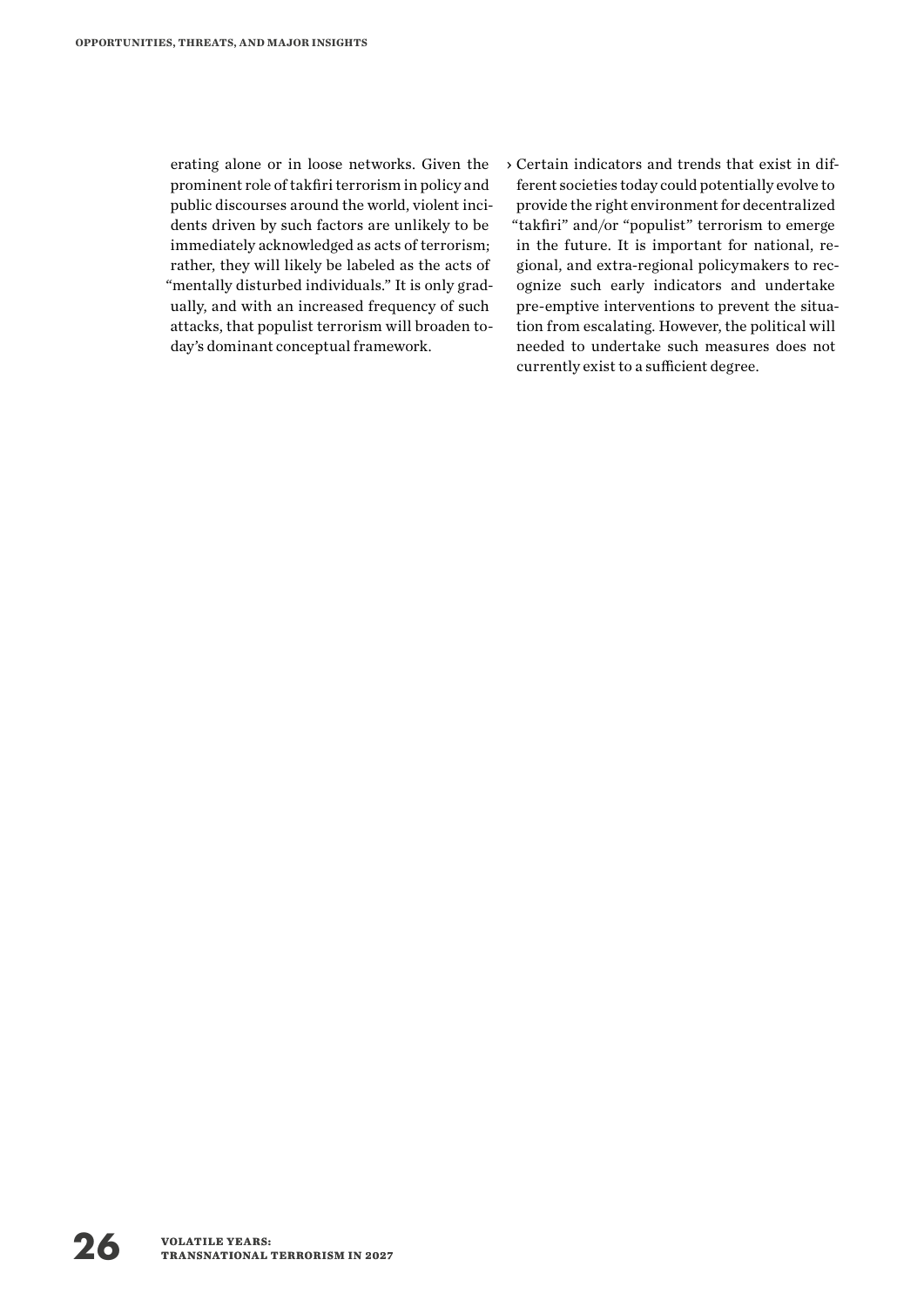erating alone or in loose networks. Given the prominent role of takfiri terrorism in policy and public discourses around the world, violent incidents driven by such factors are unlikely to be immediately acknowledged as acts of terrorism; rather, they will likely be labeled as the acts of "mentally disturbed individuals." It is only gradually, and with an increased frequency of such attacks, that populist terrorism will broaden today's dominant conceptual framework.

› Certain indicators and trends that exist in different societies today could potentially evolve to provide the right environment for decentralized "takfiri" and/or "populist" terrorism to emerge in the future. It is important for national, regional, and extra-regional policymakers to recognize such early indicators and undertake pre-emptive interventions to prevent the situation from escalating. However, the political will needed to undertake such measures does not currently exist to a sufficient degree.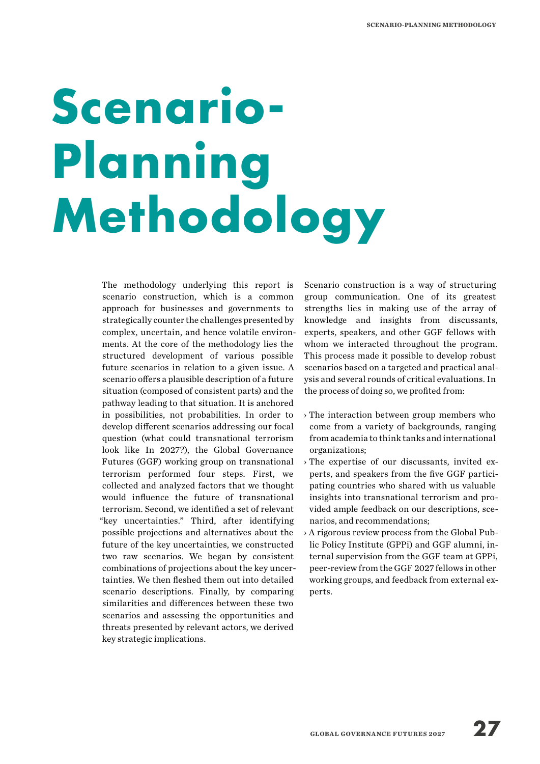# Scenario-Planning Methodology

The methodology underlying this report is scenario construction, which is a common approach for businesses and governments to strategically counter the challenges presented by complex, uncertain, and hence volatile environments. At the core of the methodology lies the structured development of various possible future scenarios in relation to a given issue. A scenario offers a plausible description of a future situation (composed of consistent parts) and the pathway leading to that situation. It is anchored in possibilities, not probabilities. In order to develop different scenarios addressing our focal question (what could transnational terrorism look like In 2027?), the Global Governance Futures (GGF) working group on transnational terrorism performed four steps. First, we collected and analyzed factors that we thought would influence the future of transnational terrorism. Second, we identified a set of relevant "key uncertainties." Third, after identifying possible projections and alternatives about the future of the key uncertainties, we constructed two raw scenarios. We began by consistent combinations of projections about the key uncertainties. We then fleshed them out into detailed scenario descriptions. Finally, by comparing similarities and differences between these two scenarios and assessing the opportunities and threats presented by relevant actors, we derived key strategic implications.

Scenario construction is a way of structuring group communication. One of its greatest strengths lies in making use of the array of knowledge and insights from discussants, experts, speakers, and other GGF fellows with whom we interacted throughout the program. This process made it possible to develop robust scenarios based on a targeted and practical analysis and several rounds of critical evaluations. In the process of doing so, we profited from:

- The interaction between group members who come from a variety of backgrounds, ranging from academia to think tanks and international organizations;
- The expertise of our discussants, invited experts, and speakers from the five GGF participating countries who shared with us valuable insights into transnational terrorism and provided ample feedback on our descriptions, scenarios, and recommendations;
- A rigorous review process from the Global Public Policy Institute (GPPi) and GGF alumni, internal supervision from the GGF team at GPPi, peer-review from the GGF 2027 fellows in other working groups, and feedback from external experts.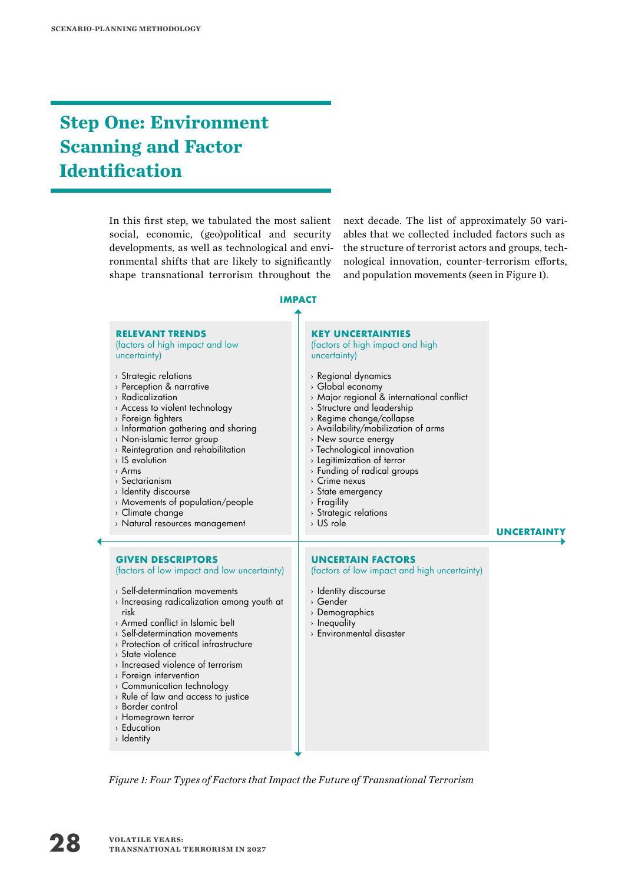## Step One: Environment Scanning and Factor Identification

In this first step, we tabulated the most salient social, economic, (geo)political and security developments, as well as technological and environmental shifts that are likely to significantly shape transnational terrorism throughout the next decade. The list of approximately 50 variables that we collected included factors such as the structure of terrorist actors and groups, technological innovation, counter-terrorism efforts, and population movements (seen in Figure 1).

IMPACT

**RELEVANT TRENDS**
(factors of high impact and low uncertainty)

- Strategic relations
- Perception & narrative
- Radicalization
- Access to violent technology
- Foreign fighters
- Information gathering and sharing
- Non-islamic terror group
- Reintegration and rehabilitation
- IS evolution
- Arms
- Sectarianism
- Identity discourse
- Movements of population/people
- Climate change
- Natural resources management

**KEY UNCERTAINTIES**
(factors of high impact and high uncertainty)

- Regional dynamics
- Global economy
- Major regional & international conflict
- Structure and leadership
- Regime change/collapse
- Availability/mobilization of arms
- New source energy
- Technological innovation
- Legitimization of terror
- Funding of radical groups
- Crime nexus
- State emergency
- Fragility
- Strategic relations
- US role

UNCERTAINTY

**GIVEN DESCRIPTORS**
(factors of low impact and low uncertainty)

- Self-determination movements
- Increasing radicalization among youth at risk
- Armed conflict in Islamic belt
- Self-determination movements
- Protection of critical infrastructure
- State violence
- Increased violence of terrorism
- Foreign intervention
- Communication technology
- Rule of law and access to justice
- Border control
- Homegrown terror
- Education
- Identity

**UNCERTAIN FACTORS**
(factors of low impact and high uncertainty)

- Identity discourse
- Gender
- Demographics
- Inequality
- Environmental disaster

*Figure 1: Four Types of Factors that Impact the Future of Transnational Terrorism*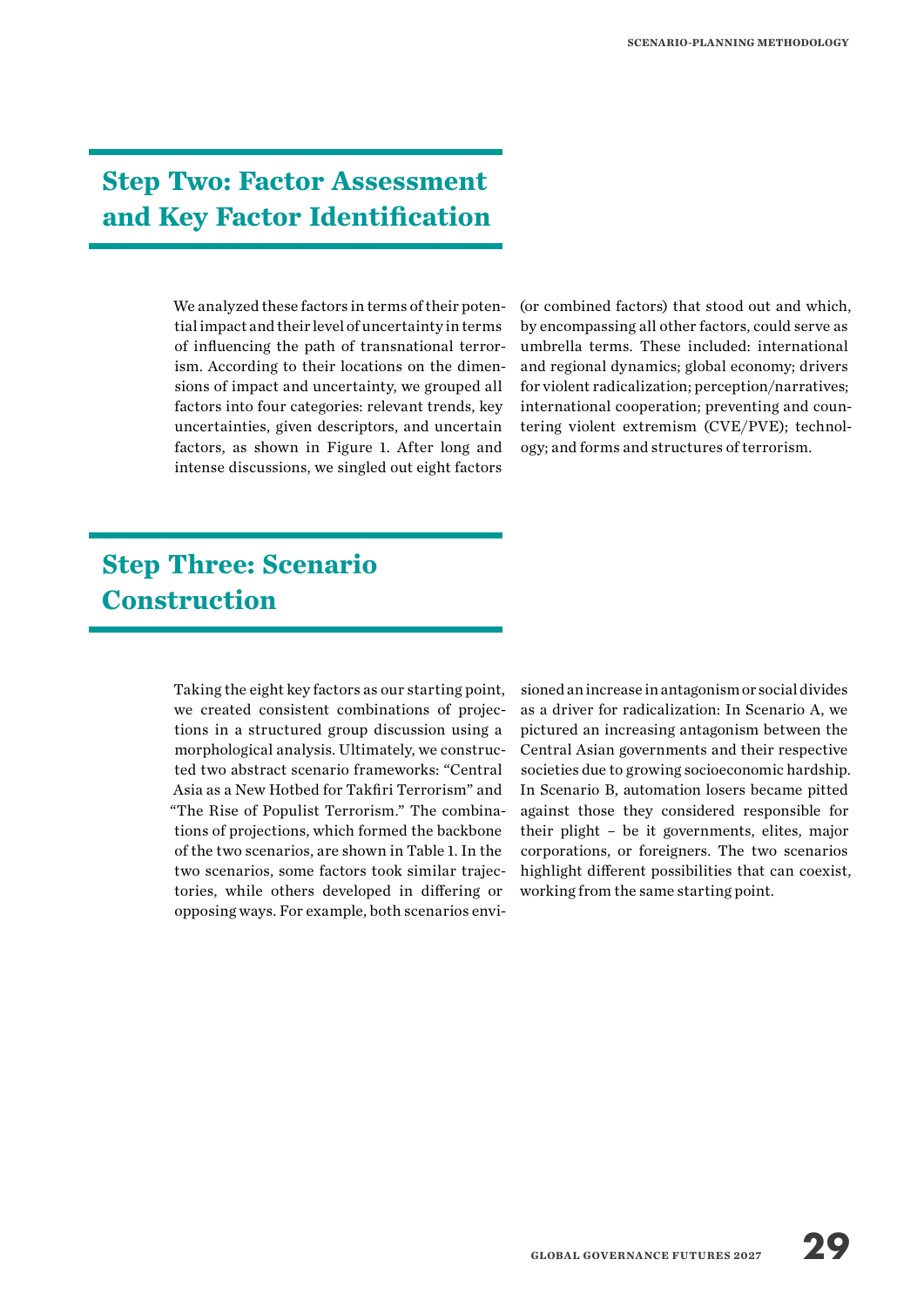## Step Two: Factor Assessment and Key Factor Identification

We analyzed these factors in terms of their potential impact and their level of uncertainty in terms of influencing the path of transnational terrorism. According to their locations on the dimensions of impact and uncertainty, we grouped all factors into four categories: relevant trends, key uncertainties, given descriptors, and uncertain factors, as shown in Figure 1. After long and intense discussions, we singled out eight factors (or combined factors) that stood out and which, by encompassing all other factors, could serve as umbrella terms. These included: international and regional dynamics; global economy; drivers for violent radicalization; perception/narratives; international cooperation; preventing and countering violent extremism (CVE/PVE); technology; and forms and structures of terrorism.

## Step Three: Scenario Construction

Taking the eight key factors as our starting point, we created consistent combinations of projections in a structured group discussion using a morphological analysis. Ultimately, we constructed two abstract scenario frameworks: "Central Asia as a New Hotbed for Takfiri Terrorism" and "The Rise of Populist Terrorism." The combinations of projections, which formed the backbone of the two scenarios, are shown in Table 1. In the two scenarios, some factors took similar trajectories, while others developed in differing or opposing ways. For example, both scenarios envisioned an increase in antagonism or social divides as a driver for radicalization: In Scenario A, we pictured an increasing antagonism between the Central Asian governments and their respective societies due to growing socioeconomic hardship. In Scenario B, automation losers became pitted against those they considered responsible for their plight – be it governments, elites, major corporations, or foreigners. The two scenarios highlight different possibilities that can coexist, working from the same starting point.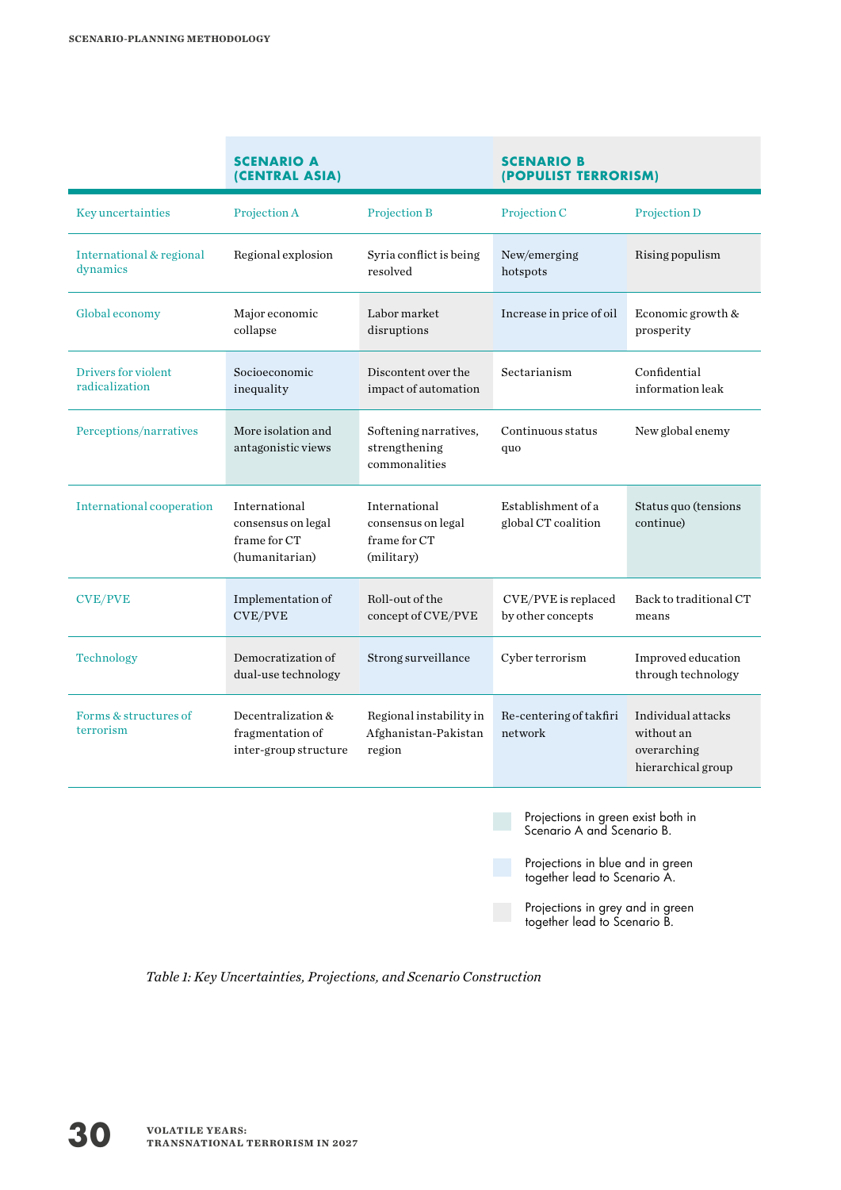| | SCENARIO A (CENTRAL ASIA) | | SCENARIO B (POPULIST TERRORISM) | |
|---|---|---|---|---|
| Key uncertainties | Projection A | Projection B | Projection C | Projection D |
| International & regional dynamics | Regional explosion | Syria conflict is being resolved | New/emerging hotspots | Rising populism |
| Global economy | Major economic collapse | Labor market disruptions | Increase in price of oil | Economic growth & prosperity |
| Drivers for violent radicalization | Socioeconomic inequality | Discontent over the impact of automation | Sectarianism | Confidential information leak |
| Perceptions/narratives | More isolation and antagonistic views | Softening narratives, strengthening commonalities | Continuous status quo | New global enemy |
| International cooperation | International consensus on legal frame for CT (humanitarian) | International consensus on legal frame for CT (military) | Establishment of a global CT coalition | Status quo (tensions continue) |
| CVE/PVE | Implementation of CVE/PVE | Roll-out of the concept of CVE/PVE | CVE/PVE is replaced by other concepts | Back to traditional CT means |
| Technology | Democratization of dual-use technology | Strong surveillance | Cyber terrorism | Improved education through technology |
| Forms & structures of terrorism | Decentralization & fragmentation of inter-group structure | Regional instability in Afghanistan-Pakistan region | Re-centering of takfiri network | Individual attacks without an overarching hierarchical group |

Projections in green exist both in Scenario A and Scenario B.

Projections in blue and in green together lead to Scenario A.

Projections in grey and in green together lead to Scenario B.

*Table 1: Key Uncertainties, Projections, and Scenario Construction*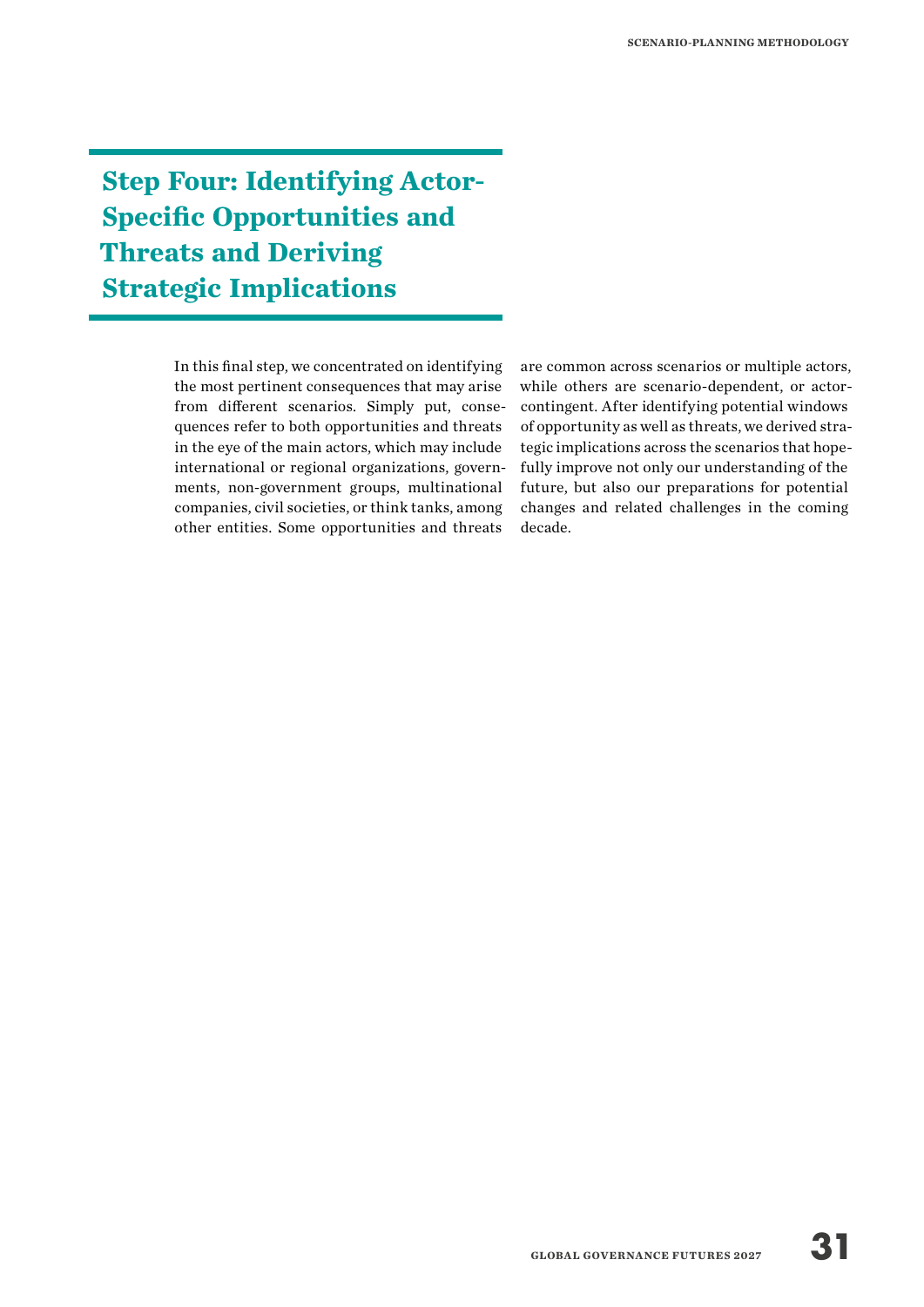## Step Four: Identifying Actor-Specific Opportunities and Threats and Deriving Strategic Implications

In this final step, we concentrated on identifying the most pertinent consequences that may arise from different scenarios. Simply put, consequences refer to both opportunities and threats in the eye of the main actors, which may include international or regional organizations, governments, non-government groups, multinational companies, civil societies, or think tanks, among other entities. Some opportunities and threats are common across scenarios or multiple actors, while others are scenario-dependent, or actor-contingent. After identifying potential windows of opportunity as well as threats, we derived strategic implications across the scenarios that hopefully improve not only our understanding of the future, but also our preparations for potential changes and related challenges in the coming decade.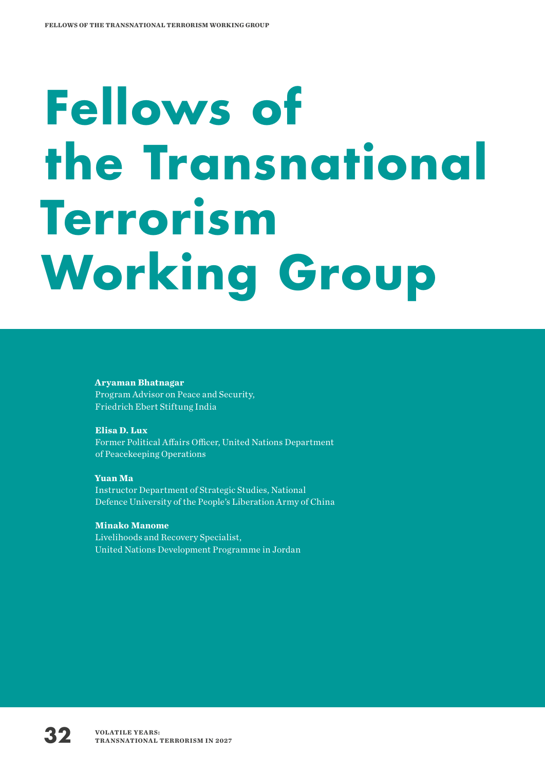# Fellows of the Transnational Terrorism Working Group

**Aryaman Bhatnagar**
Program Advisor on Peace and Security,
Friedrich Ebert Stiftung India

**Elisa D. Lux**
Former Political Affairs Officer, United Nations Department of Peacekeeping Operations

**Yuan Ma**
Instructor Department of Strategic Studies, National Defence University of the People's Liberation Army of China

**Minako Manome**
Livelihoods and Recovery Specialist,
United Nations Development Programme in Jordan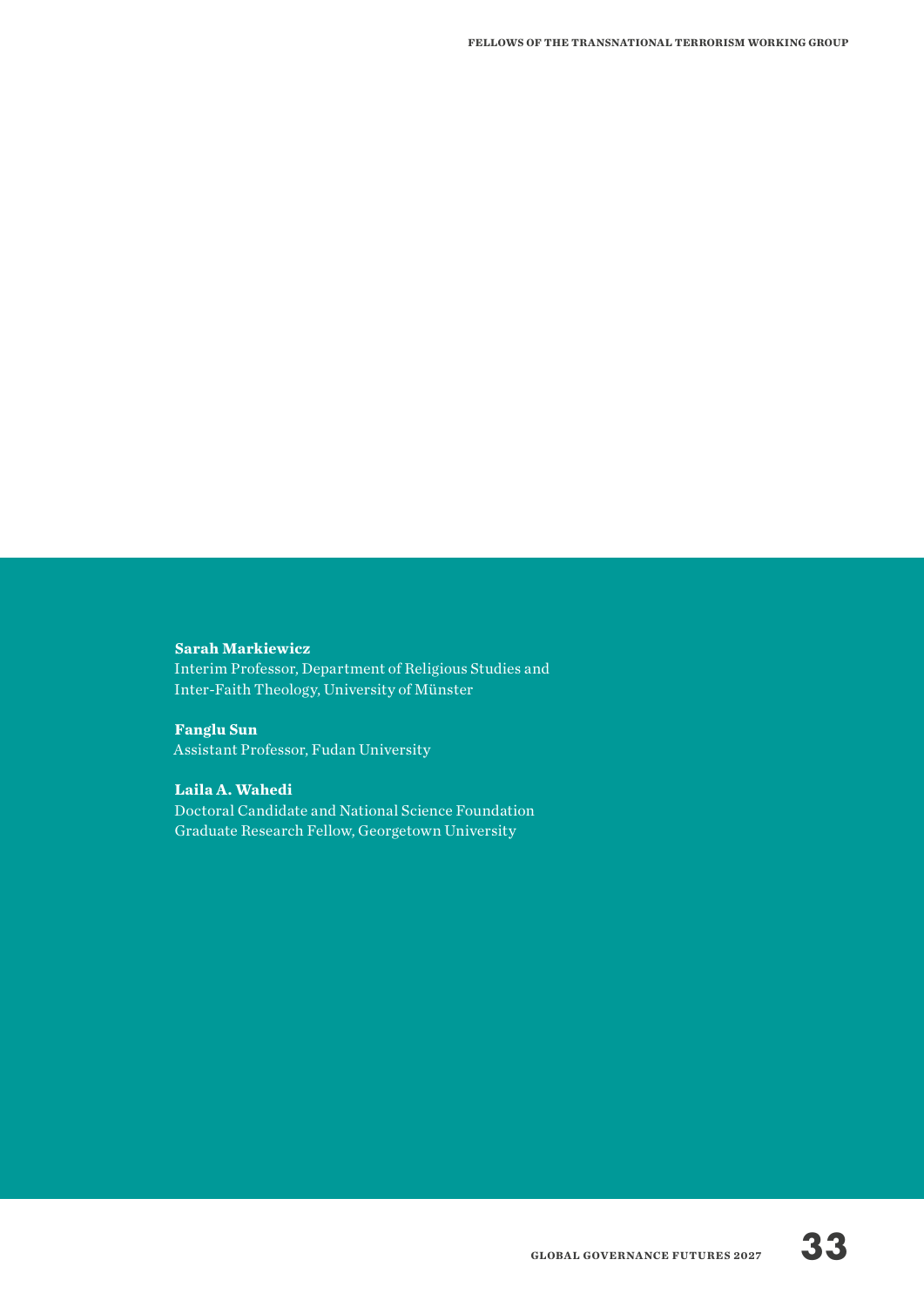**Sarah Markiewicz**
Interim Professor, Department of Religious Studies and Inter-Faith Theology, University of Münster

**Fanglu Sun**
Assistant Professor, Fudan University

**Laila A. Wahedi**
Doctoral Candidate and National Science Foundation Graduate Research Fellow, Georgetown University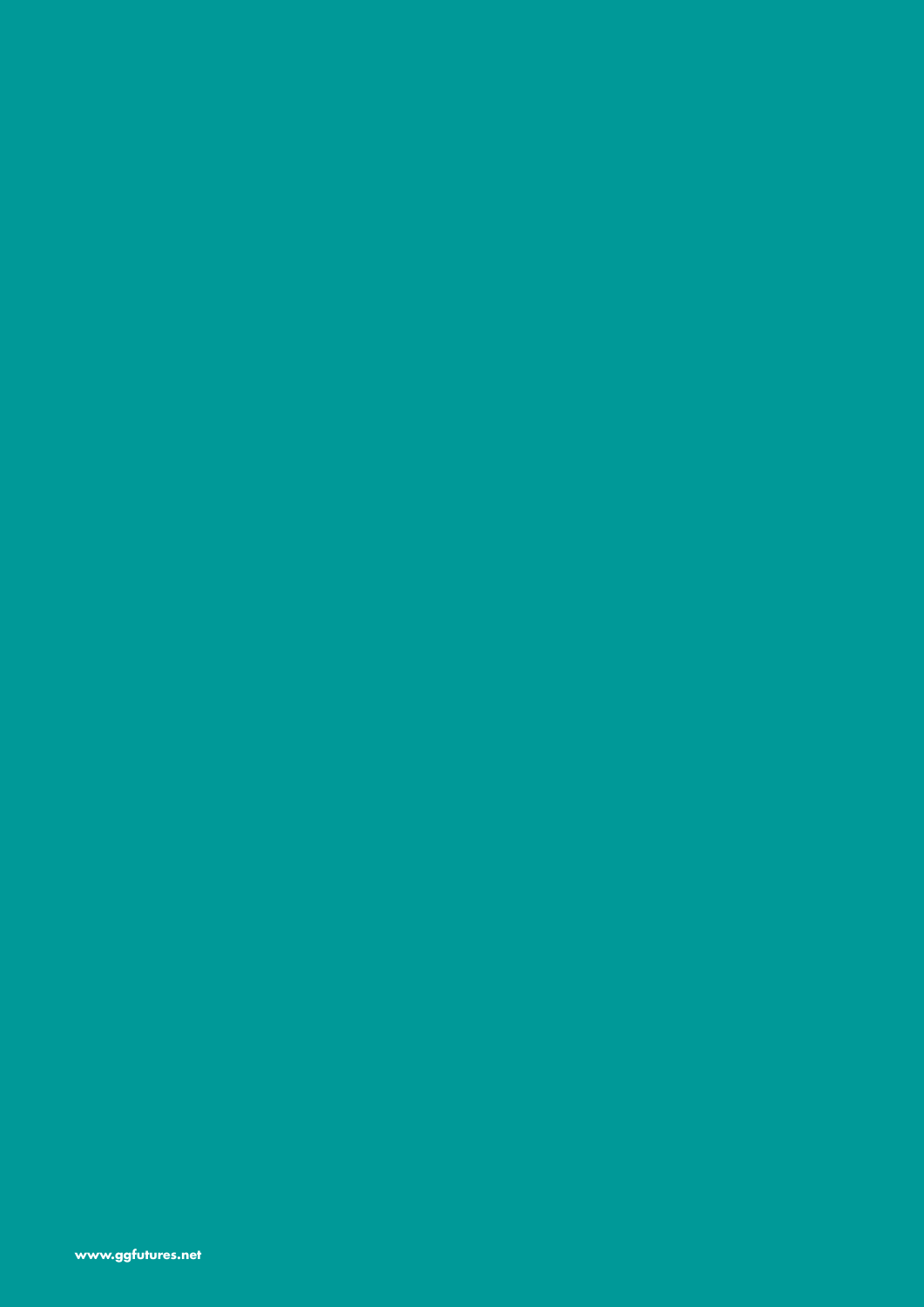www.ggfutures.net